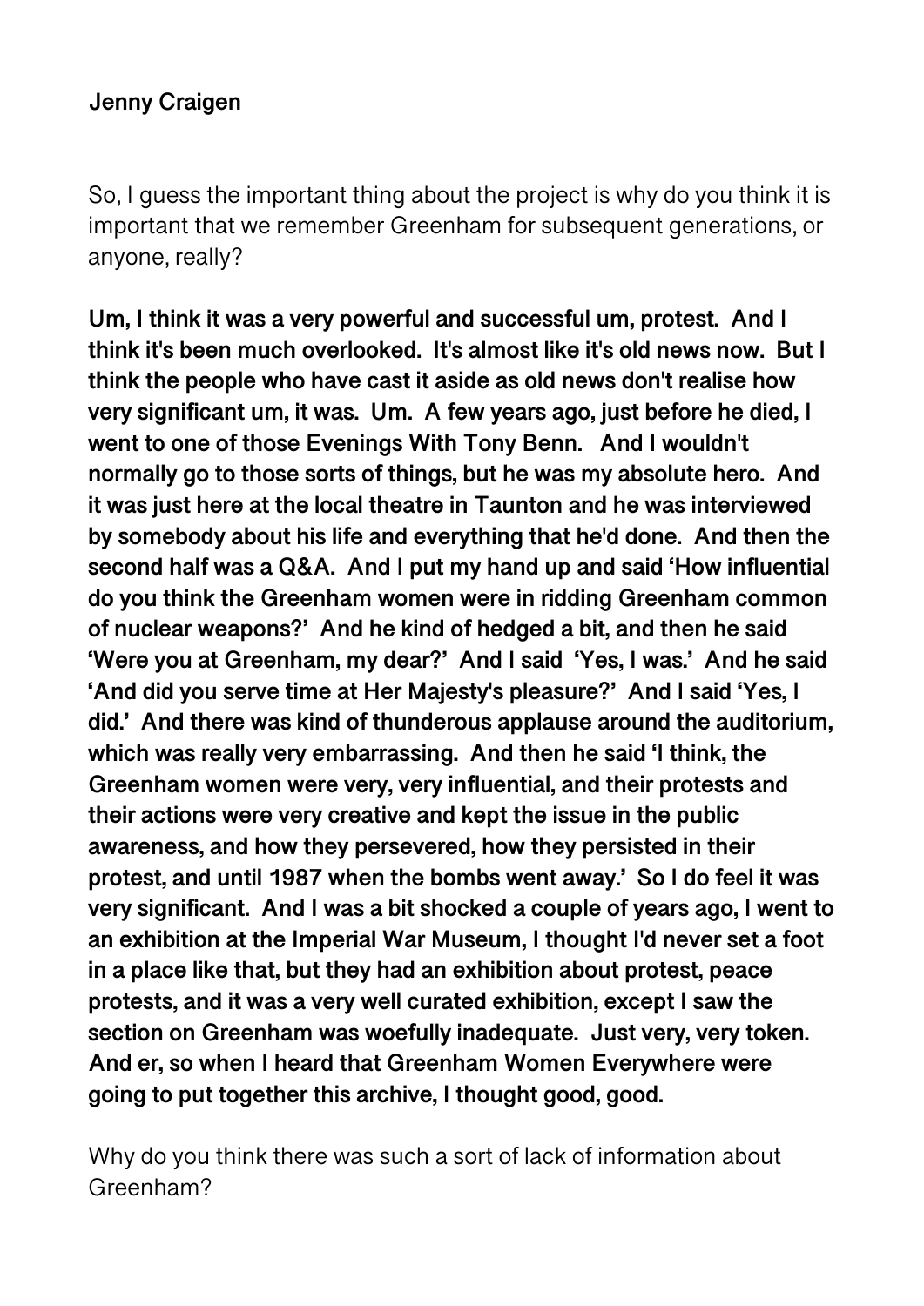**Jenny Craigen**

So, I guess the important thing about the project is why do you think it is important that we remember Greenham for subsequent generations, or anyone, really?

**Um, I think it was a very powerful and successful um, protest. And I think it's been much overlooked. It's almost like it's old news now. But I think the people who have cast it aside as old news don't realise how very significant um, it was. Um. A few years ago, just before he died, I went to one of those Evenings With Tony Benn. And I wouldn't normally go to those sorts of things, but he was my absolute hero. And it was just here at the local theatre in Taunton and he was interviewed by somebody about his life and everything that he'd done. And then the second half was a Q&A. And I put my hand up and said 'How influential do you think the Greenham women were in ridding Greenham common of nuclear weapons?' And he kind of hedged a bit, and then he said 'Were you at Greenham, my dear?' And I said 'Yes, I was.' And he said 'And did you serve time at Her Majesty's pleasure?' And I said 'Yes, I did.' And there was kind of thunderous applause around the auditorium, which was really very embarrassing. And then he said 'I think, the Greenham women were very, very influential, and their protests and their actions were very creative and kept the issue in the public awareness, and how they persevered, how they persisted in their protest, and until 1987 when the bombs went away.' So I do feel it was very significant. And I was a bit shocked a couple of years ago, I went to an exhibition at the Imperial War Museum, I thought I'd never set a foot in a place like that, but they had an exhibition about protest, peace protests, and it was a very well curated exhibition, except I saw the section on Greenham was woefully inadequate. Just very, very token. And er, so when I heard that Greenham Women Everywhere were going to put together this archive, I thought good, good.**

Why do you think there was such a sort of lack of information about Greenham?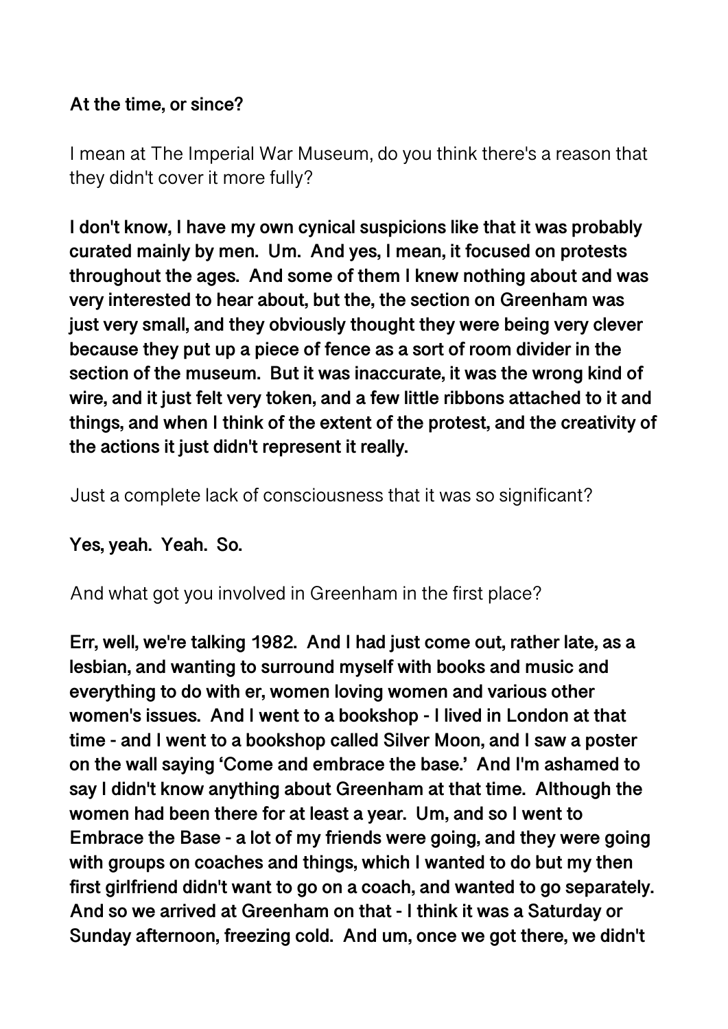**At the time, or since?**

I mean at The Imperial War Museum, do you think there's a reason that they didn't cover it more fully?

**I don't know, I have my own cynical suspicions like that it was probably curated mainly by men. Um. And yes, I mean, it focused on protests throughout the ages. And some of them I knew nothing about and was very interested to hear about, but the, the section on Greenham was just very small, and they obviously thought they were being very clever because they put up a piece of fence as a sort of room divider in the section of the museum. But it was inaccurate, it was the wrong kind of wire, and it just felt very token, and a few little ribbons attached to it and things, and when I think of the extent of the protest, and the creativity of the actions it just didn't represent it really.**

Just a complete lack of consciousness that it was so significant?

**Yes, yeah. Yeah. So.**

And what got you involved in Greenham in the first place?

**Err, well, we're talking 1982. And I had just come out, rather late, as a lesbian, and wanting to surround myself with books and music and everything to do with er, women loving women and various other women's issues. And I went to a bookshop - I lived in London at that time - and I went to a bookshop called Silver Moon, and I saw a poster on the wall saying 'Come and embrace the base.' And I'm ashamed to say I didn't know anything about Greenham at that time. Although the women had been there for at least a year. Um, and so I went to Embrace the Base - a lot of my friends were going, and they were going with groups on coaches and things, which I wanted to do but my then first girlfriend didn't want to go on a coach, and wanted to go separately. And so we arrived at Greenham on that - I think it was a Saturday or Sunday afternoon, freezing cold. And um, once we got there, we didn't**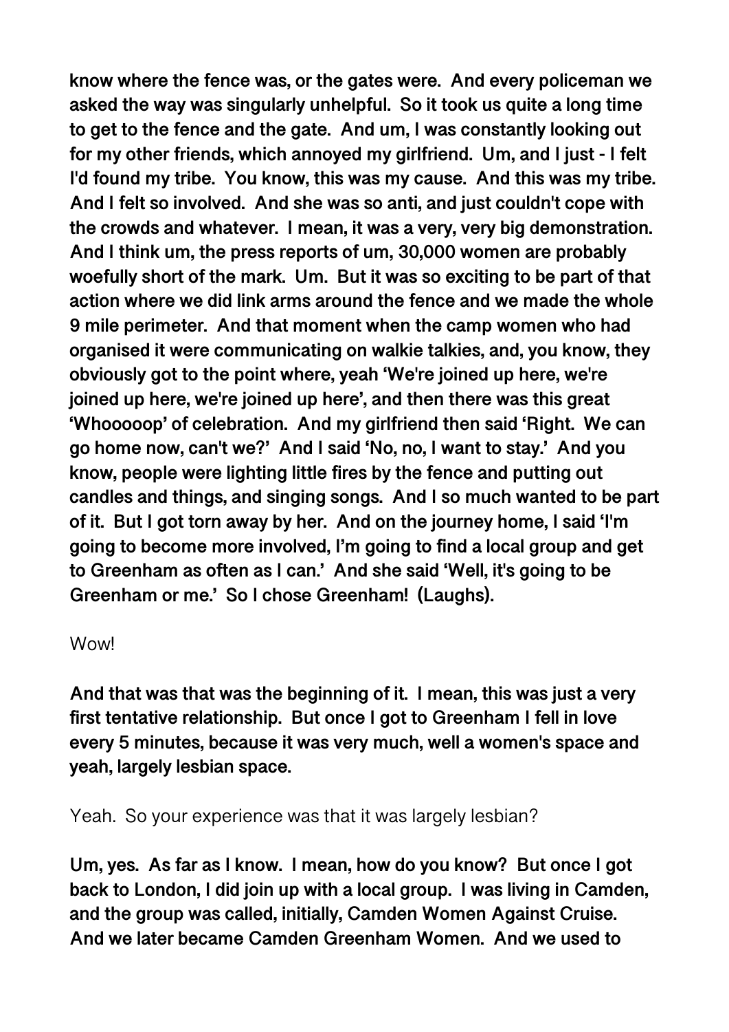**know where the fence was, or the gates were. And every policeman we asked the way was singularly unhelpful. So it took us quite a long time to get to the fence and the gate. And um, I was constantly looking out for my other friends, which annoyed my girlfriend. Um, and I just - I felt I'd found my tribe. You know, this was my cause. And this was my tribe. And I felt so involved. And she was so anti, and just couldn't cope with the crowds and whatever. I mean, it was a very, very big demonstration. And I think um, the press reports of um, 30,000 women are probably woefully short of the mark. Um. But it was so exciting to be part of that action where we did link arms around the fence and we made the whole 9 mile perimeter. And that moment when the camp women who had organised it were communicating on walkie talkies, and, you know, they obviously got to the point where, yeah 'We're joined up here, we're joined up here, we're joined up here', and then there was this great 'Whooooop' of celebration. And my girlfriend then said 'Right. We can go home now, can't we?' And I said 'No, no, I want to stay.' And you know, people were lighting little fires by the fence and putting out candles and things, and singing songs. And I so much wanted to be part of it. But I got torn away by her. And on the journey home, I said 'I'm going to become more involved, I'm going to find a local group and get to Greenham as often as I can.' And she said 'Well, it's going to be Greenham or me.' So I chose Greenham! (Laughs).**

Wow!

**And that was that was the beginning of it. I mean, this was just a very first tentative relationship. But once I got to Greenham I fell in love every 5 minutes, because it was very much, well a women's space and yeah, largely lesbian space.**

Yeah. So your experience was that it was largely lesbian?

**Um, yes. As far as I know. I mean, how do you know? But once I got back to London, I did join up with a local group. I was living in Camden, and the group was called, initially, Camden Women Against Cruise. And we later became Camden Greenham Women. And we used to**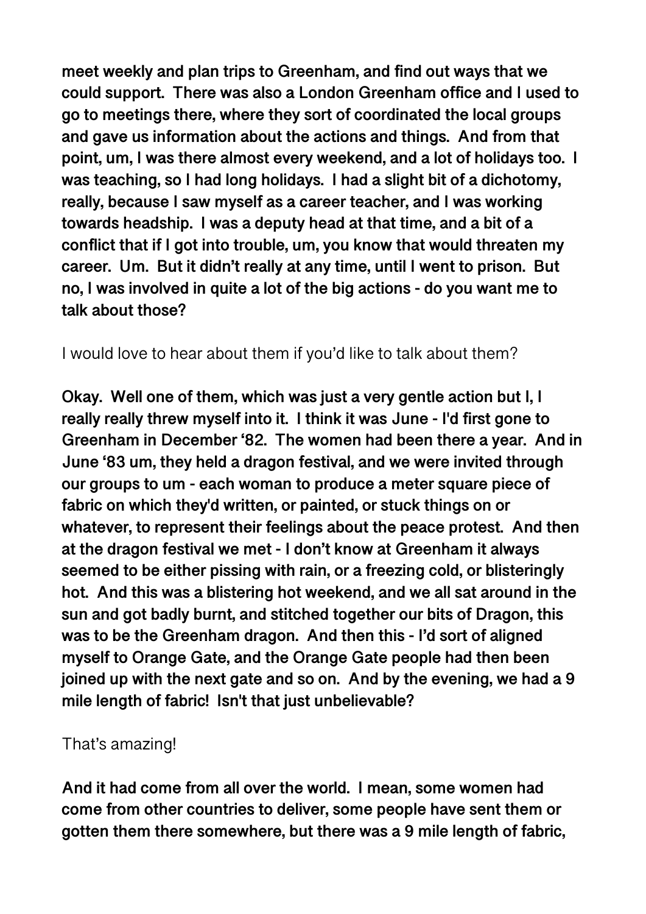**meet weekly and plan trips to Greenham, and find out ways that we could support. There was also a London Greenham office and I used to go to meetings there, where they sort of coordinated the local groups and gave us information about the actions and things. And from that point, um, I was there almost every weekend, and a lot of holidays too. I was teaching, so I had long holidays. I had a slight bit of a dichotomy, really, because I saw myself as a career teacher, and I was working towards headship. I was a deputy head at that time, and a bit of a conflict that if I got into trouble, um, you know that would threaten my career. Um. But it didn't really at any time, until I went to prison. But no, I was involved in quite a lot of the big actions - do you want me to talk about those?**

I would love to hear about them if you'd like to talk about them?

**Okay. Well one of them, which was just a very gentle action but I, I really really threw myself into it. I think it was June - I'd first gone to Greenham in December '82. The women had been there a year. And in June '83 um, they held a dragon festival, and we were invited through our groups to um - each woman to produce a meter square piece of fabric on which they'd written, or painted, or stuck things on or whatever, to represent their feelings about the peace protest. And then at the dragon festival we met - I don't know at Greenham it always seemed to be either pissing with rain, or a freezing cold, or blisteringly hot. And this was a blistering hot weekend, and we all sat around in the sun and got badly burnt, and stitched together our bits of Dragon, this was to be the Greenham dragon. And then this - I'd sort of aligned myself to Orange Gate, and the Orange Gate people had then been joined up with the next gate and so on. And by the evening, we had a 9 mile length of fabric! Isn't that just unbelievable?**

That's amazing!

**And it had come from all over the world. I mean, some women had come from other countries to deliver, some people have sent them or gotten them there somewhere, but there was a 9 mile length of fabric,**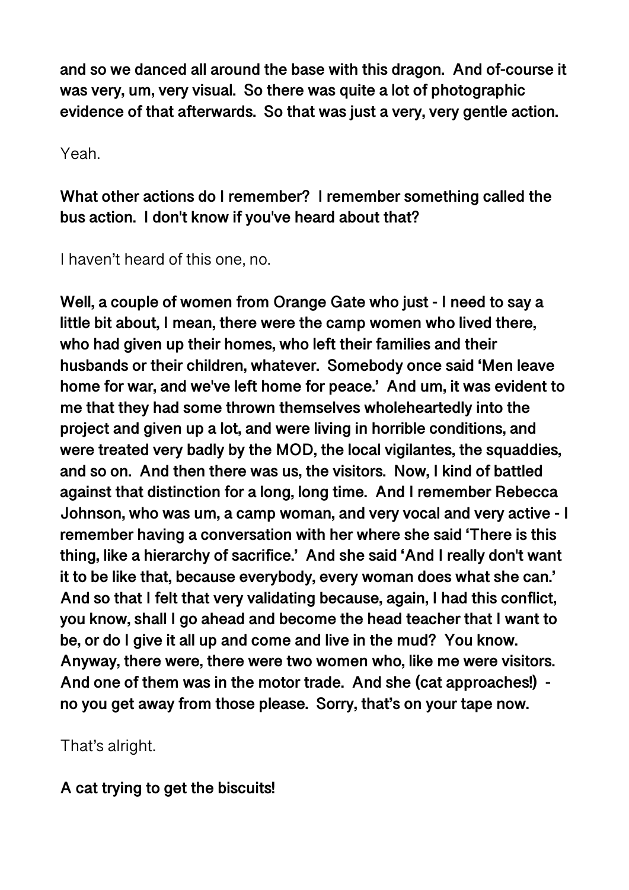**and so we danced all around the base with this dragon. And of-course it was very, um, very visual. So there was quite a lot of photographic evidence of that afterwards. So that was just a very, very gentle action.**

Yeah.

**What other actions do I remember? I remember something called the bus action. I don't know if you've heard about that?**

I haven't heard of this one, no.

**Well, a couple of women from Orange Gate who just - I need to say a little bit about, I mean, there were the camp women who lived there, who had given up their homes, who left their families and their husbands or their children, whatever. Somebody once said 'Men leave home for war, and we've left home for peace.' And um, it was evident to me that they had some thrown themselves wholeheartedly into the project and given up a lot, and were living in horrible conditions, and were treated very badly by the MOD, the local vigilantes, the squaddies, and so on. And then there was us, the visitors. Now, I kind of battled against that distinction for a long, long time. And I remember Rebecca Johnson, who was um, a camp woman, and very vocal and very active - I remember having a conversation with her where she said 'There is this thing, like a hierarchy of sacrifice.' And she said 'And I really don't want it to be like that, because everybody, every woman does what she can.' And so that I felt that very validating because, again, I had this conflict, you know, shall I go ahead and become the head teacher that I want to be, or do I give it all up and come and live in the mud? You know. Anyway, there were, there were two women who, like me were visitors. And one of them was in the motor trade. And she (cat approaches!) - no you get away from those please. Sorry, that's on your tape now.**

That's alright.

**A cat trying to get the biscuits!**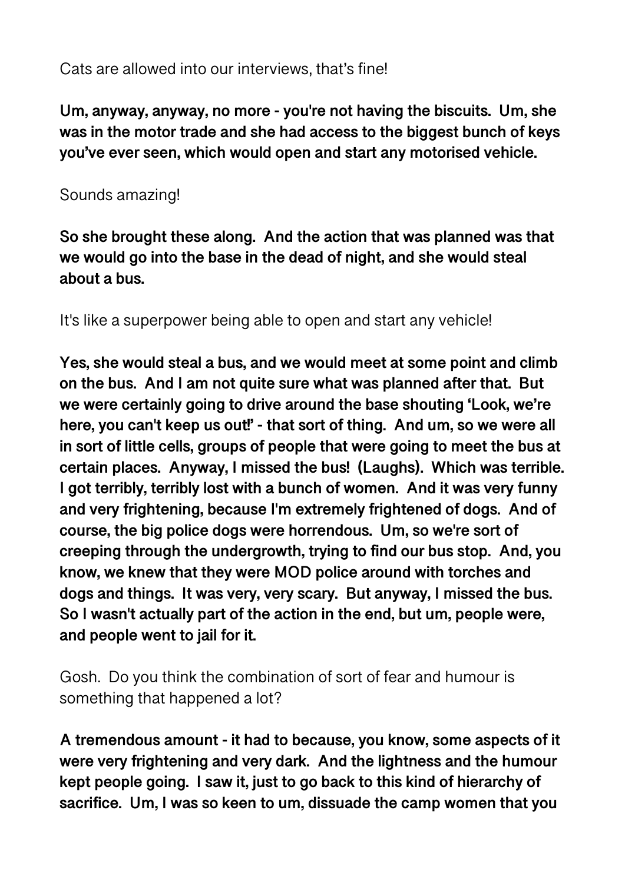Cats are allowed into our interviews, that's fine!

**Um, anyway, anyway, no more - you're not having the biscuits. Um, she was in the motor trade and she had access to the biggest bunch of keys you've ever seen, which would open and start any motorised vehicle.**

Sounds amazing!

**So she brought these along. And the action that was planned was that we would go into the base in the dead of night, and she would steal about a bus.**

It's like a superpower being able to open and start any vehicle!

**Yes, she would steal a bus, and we would meet at some point and climb on the bus. And I am not quite sure what was planned after that. But we were certainly going to drive around the base shouting 'Look, we're here, you can't keep us out!' - that sort of thing. And um, so we were all in sort of little cells, groups of people that were going to meet the bus at certain places. Anyway, I missed the bus! (Laughs). Which was terrible. I got terribly, terribly lost with a bunch of women. And it was very funny and very frightening, because I'm extremely frightened of dogs. And of course, the big police dogs were horrendous. Um, so we're sort of creeping through the undergrowth, trying to find our bus stop. And, you know, we knew that they were MOD police around with torches and dogs and things. It was very, very scary. But anyway, I missed the bus. So I wasn't actually part of the action in the end, but um, people were, and people went to jail for it.**

Gosh. Do you think the combination of sort of fear and humour is something that happened a lot?

**A tremendous amount - it had to because, you know, some aspects of it were very frightening and very dark. And the lightness and the humour kept people going. I saw it, just to go back to this kind of hierarchy of sacrifice. Um, I was so keen to um, dissuade the camp women that you**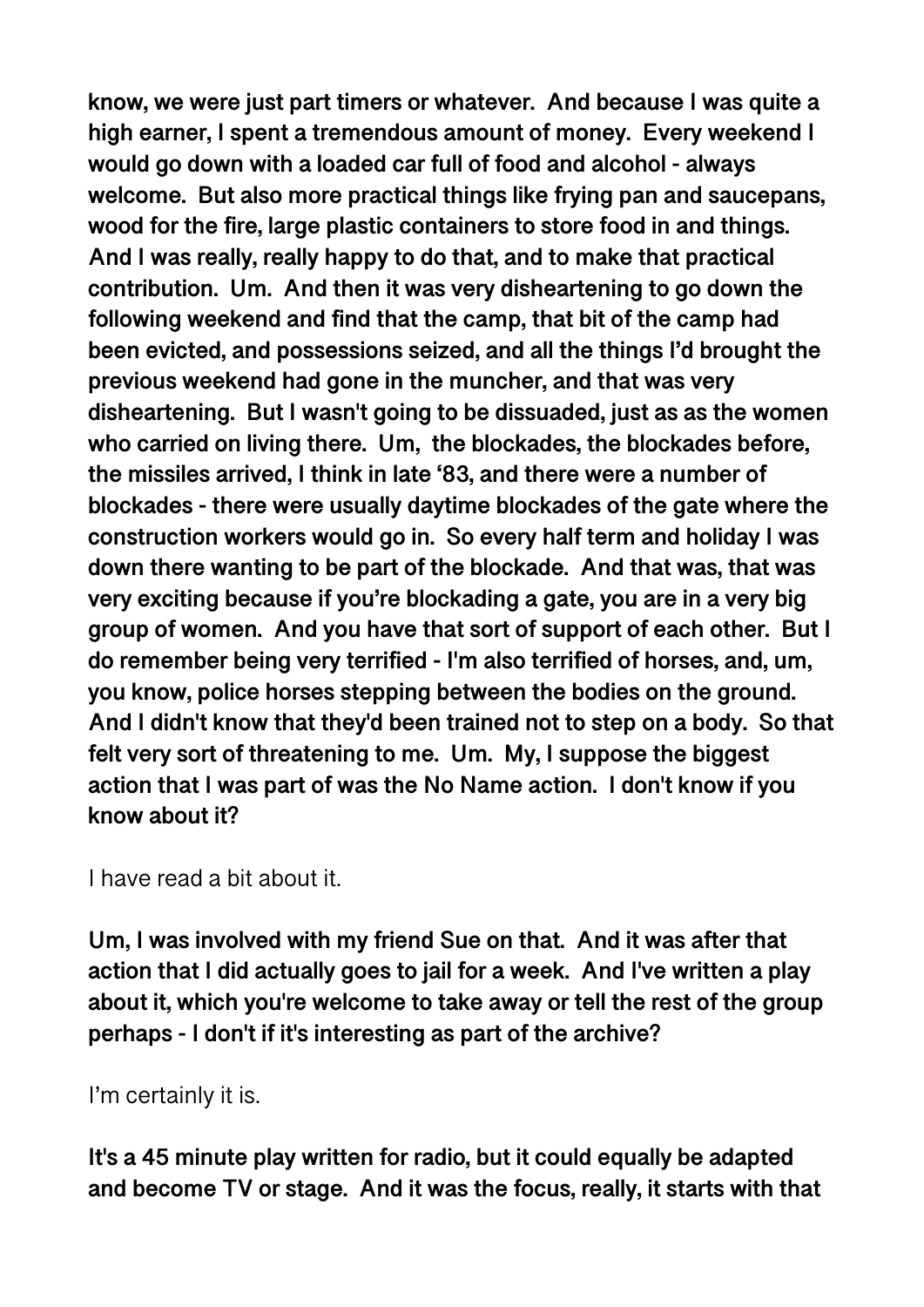**know, we were just part timers or whatever. And because I was quite a high earner, I spent a tremendous amount of money. Every weekend I would go down with a loaded car full of food and alcohol - always welcome. But also more practical things like frying pan and saucepans, wood for the fire, large plastic containers to store food in and things. And I was really, really happy to do that, and to make that practical contribution. Um. And then it was very disheartening to go down the following weekend and find that the camp, that bit of the camp had been evicted, and possessions seized, and all the things I'd brought the previous weekend had gone in the muncher, and that was very disheartening. But I wasn't going to be dissuaded, just as as the women who carried on living there. Um, the blockades, the blockades before, the missiles arrived, I think in late '83, and there were a number of blockades - there were usually daytime blockades of the gate where the construction workers would go in. So every half term and holiday I was down there wanting to be part of the blockade. And that was, that was very exciting because if you're blockading a gate, you are in a very big group of women. And you have that sort of support of each other. But I do remember being very terrified - I'm also terrified of horses, and, um, you know, police horses stepping between the bodies on the ground. And I didn't know that they'd been trained not to step on a body. So that felt very sort of threatening to me. Um. My, I suppose the biggest action that I was part of was the No Name action. I don't know if you know about it?**

I have read a bit about it.

**Um, I was involved with my friend Sue on that. And it was after that action that I did actually goes to jail for a week. And I've written a play about it, which you're welcome to take away or tell the rest of the group perhaps - I don't if it's interesting as part of the archive?**

I'm certainly it is.

**It's a 45 minute play written for radio, but it could equally be adapted and become TV or stage. And it was the focus, really, it starts with that**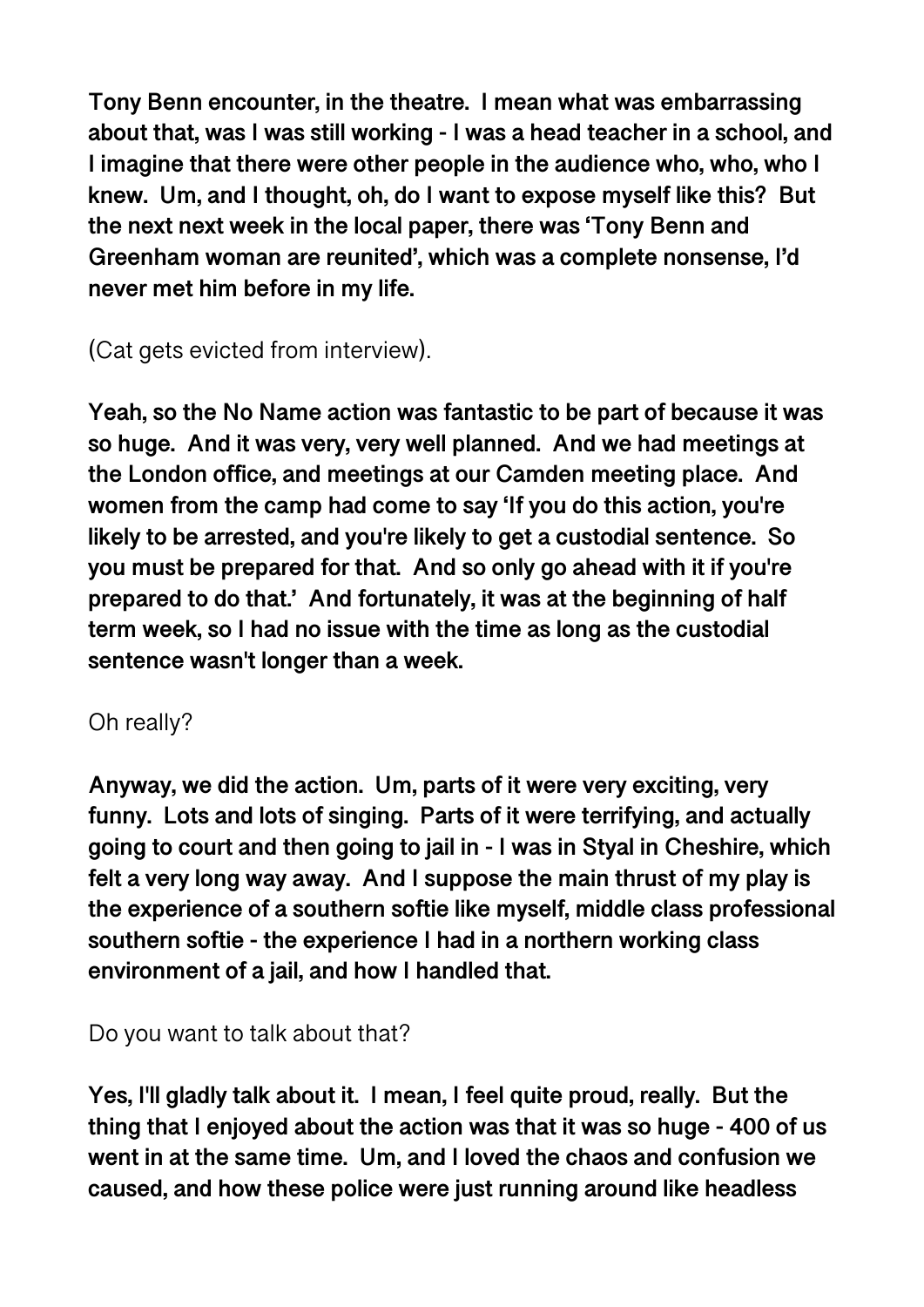**Tony Benn encounter, in the theatre. I mean what was embarrassing about that, was I was still working - I was a head teacher in a school, and I imagine that there were other people in the audience who, who, who I knew. Um, and I thought, oh, do I want to expose myself like this? But the next next week in the local paper, there was 'Tony Benn and Greenham woman are reunited', which was a complete nonsense, I'd never met him before in my life.**

(Cat gets evicted from interview).

**Yeah, so the No Name action was fantastic to be part of because it was so huge. And it was very, very well planned. And we had meetings at the London office, and meetings at our Camden meeting place. And women from the camp had come to say 'If you do this action, you're likely to be arrested, and you're likely to get a custodial sentence. So you must be prepared for that. And so only go ahead with it if you're prepared to do that.' And fortunately, it was at the beginning of half term week, so I had no issue with the time as long as the custodial sentence wasn't longer than a week.**

Oh really?

**Anyway, we did the action. Um, parts of it were very exciting, very funny. Lots and lots of singing. Parts of it were terrifying, and actually going to court and then going to jail in - I was in Styal in Cheshire, which felt a very long way away. And I suppose the main thrust of my play is the experience of a southern softie like myself, middle class professional southern softie - the experience I had in a northern working class environment of a jail, and how I handled that.**

Do you want to talk about that?

**Yes, I'll gladly talk about it. I mean, I feel quite proud, really. But the thing that I enjoyed about the action was that it was so huge - 400 of us went in at the same time. Um, and I loved the chaos and confusion we caused, and how these police were just running around like headless**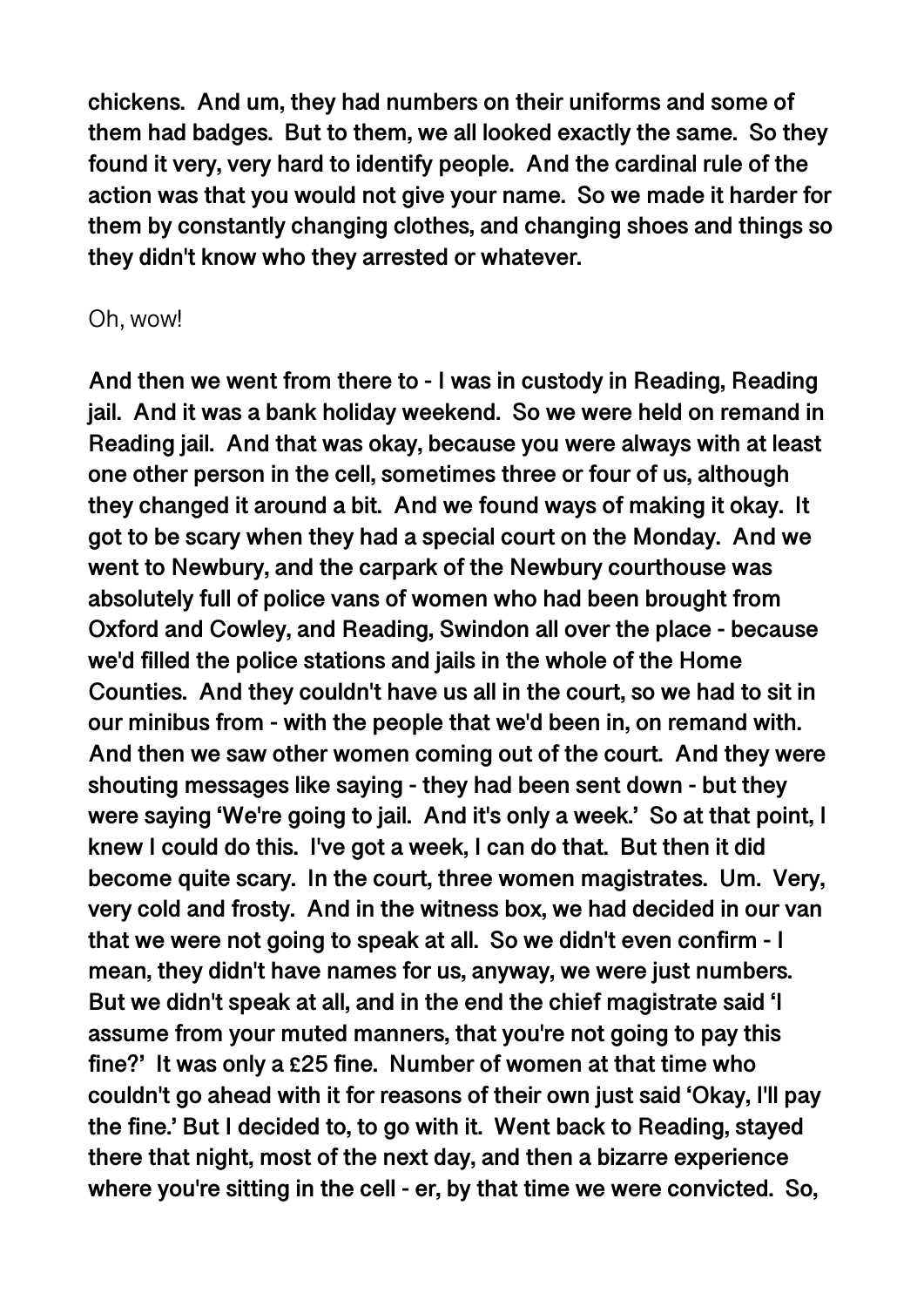**chickens. And um, they had numbers on their uniforms and some of them had badges. But to them, we all looked exactly the same. So they found it very, very hard to identify people. And the cardinal rule of the action was that you would not give your name. So we made it harder for them by constantly changing clothes, and changing shoes and things so they didn't know who they arrested or whatever.**

Oh, wow!

**And then we went from there to - I was in custody in Reading, Reading jail. And it was a bank holiday weekend. So we were held on remand in Reading jail. And that was okay, because you were always with at least one other person in the cell, sometimes three or four of us, although they changed it around a bit. And we found ways of making it okay. It got to be scary when they had a special court on the Monday. And we went to Newbury, and the carpark of the Newbury courthouse was absolutely full of police vans of women who had been brought from Oxford and Cowley, and Reading, Swindon all over the place - because we'd filled the police stations and jails in the whole of the Home Counties. And they couldn't have us all in the court, so we had to sit in our minibus from - with the people that we'd been in, on remand with. And then we saw other women coming out of the court. And they were shouting messages like saying - they had been sent down - but they were saying 'We're going to jail. And it's only a week.' So at that point, I knew I could do this. I've got a week, I can do that. But then it did become quite scary. In the court, three women magistrates. Um. Very, very cold and frosty. And in the witness box, we had decided in our van that we were not going to speak at all. So we didn't even confirm - I mean, they didn't have names for us, anyway, we were just numbers. But we didn't speak at all, and in the end the chief magistrate said 'I assume from your muted manners, that you're not going to pay this fine?' It was only a £25 fine. Number of women at that time who couldn't go ahead with it for reasons of their own just said 'Okay, I'll pay the fine.' But I decided to, to go with it. Went back to Reading, stayed there that night, most of the next day, and then a bizarre experience where you're sitting in the cell - er, by that time we were convicted. So,**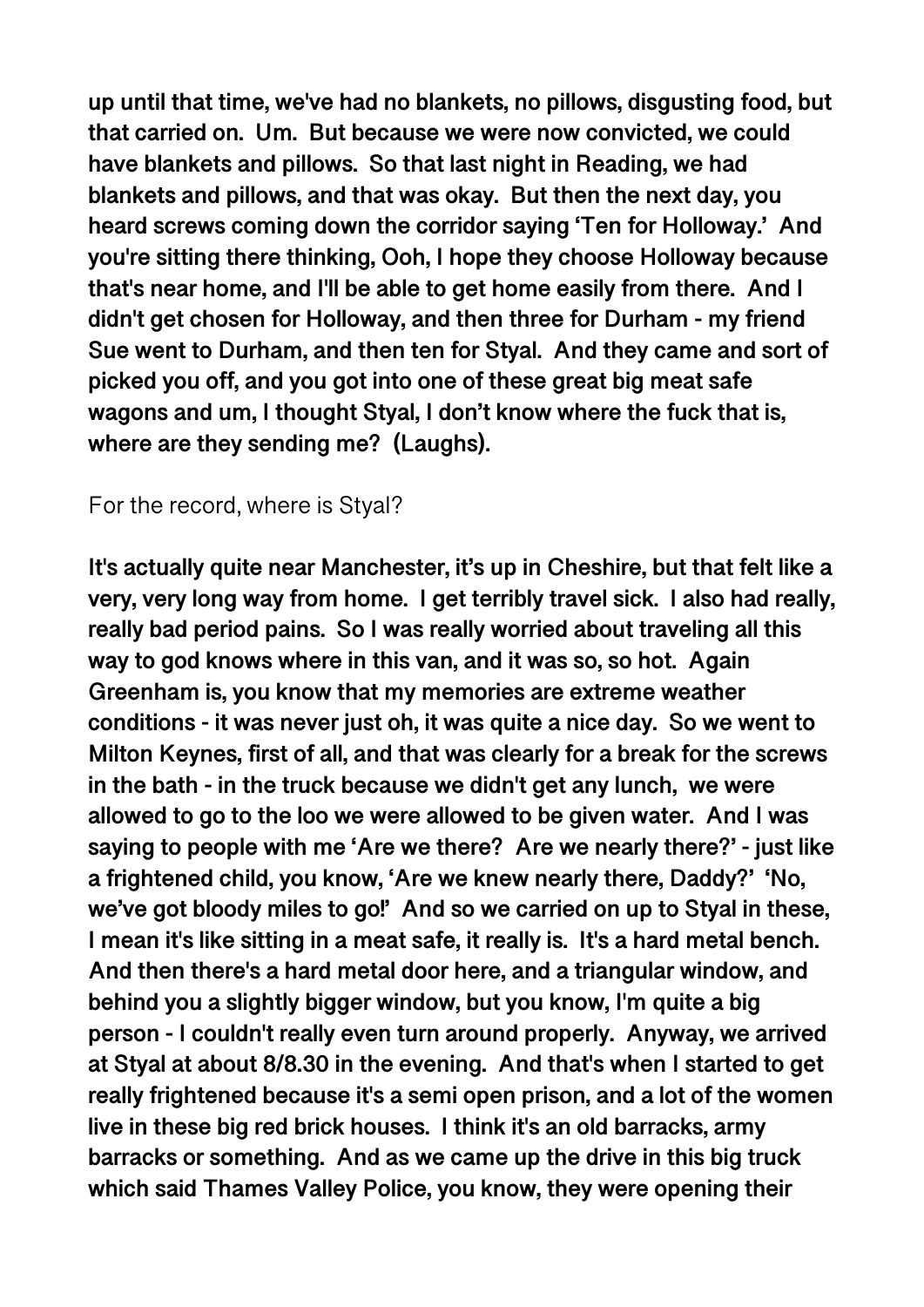**up until that time, we've had no blankets, no pillows, disgusting food, but that carried on. Um. But because we were now convicted, we could have blankets and pillows. So that last night in Reading, we had blankets and pillows, and that was okay. But then the next day, you heard screws coming down the corridor saying 'Ten for Holloway.' And you're sitting there thinking, Ooh, I hope they choose Holloway because that's near home, and I'll be able to get home easily from there. And I didn't get chosen for Holloway, and then three for Durham - my friend Sue went to Durham, and then ten for Styal. And they came and sort of picked you off, and you got into one of these great big meat safe wagons and um, I thought Styal, I don't know where the fuck that is, where are they sending me? (Laughs).**

For the record, where is Styal?

**It's actually quite near Manchester, it's up in Cheshire, but that felt like a very, very long way from home. I get terribly travel sick. I also had really, really bad period pains. So I was really worried about traveling all this way to god knows where in this van, and it was so, so hot. Again Greenham is, you know that my memories are extreme weather conditions - it was never just oh, it was quite a nice day. So we went to Milton Keynes, first of all, and that was clearly for a break for the screws in the bath - in the truck because we didn't get any lunch, we were allowed to go to the loo we were allowed to be given water. And I was saying to people with me 'Are we there? Are we nearly there?' - just like a frightened child, you know, 'Are we knew nearly there, Daddy?' 'No, we've got bloody miles to go!' And so we carried on up to Styal in these, I mean it's like sitting in a meat safe, it really is. It's a hard metal bench. And then there's a hard metal door here, and a triangular window, and behind you a slightly bigger window, but you know, I'm quite a big person - I couldn't really even turn around properly. Anyway, we arrived at Styal at about 8/8.30 in the evening. And that's when I started to get really frightened because it's a semi open prison, and a lot of the women live in these big red brick houses. I think it's an old barracks, army barracks or something. And as we came up the drive in this big truck which said Thames Valley Police, you know, they were opening their**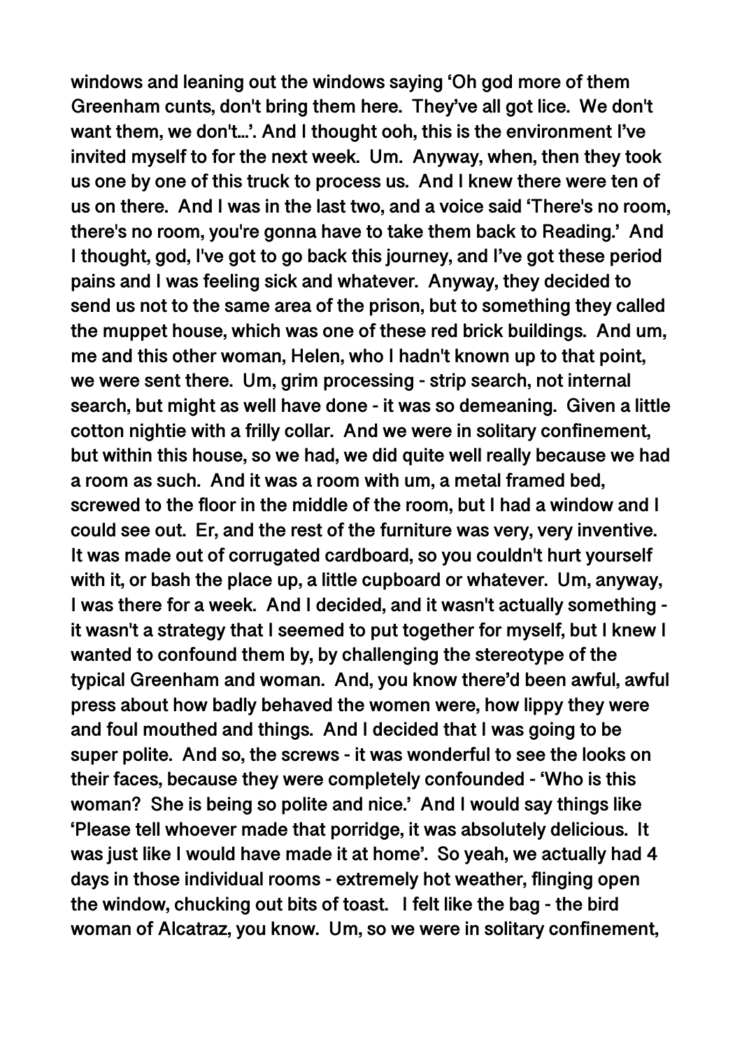**windows and leaning out the windows saying 'Oh god more of them Greenham cunts, don't bring them here. They've all got lice. We don't want them, we don't...'. And I thought ooh, this is the environment I've invited myself to for the next week. Um. Anyway, when, then they took us one by one of this truck to process us. And I knew there were ten of us on there. And I was in the last two, and a voice said 'There's no room, there's no room, you're gonna have to take them back to Reading.' And I thought, god, I've got to go back this journey, and I've got these period pains and I was feeling sick and whatever. Anyway, they decided to send us not to the same area of the prison, but to something they called the muppet house, which was one of these red brick buildings. And um, me and this other woman, Helen, who I hadn't known up to that point, we were sent there. Um, grim processing - strip search, not internal search, but might as well have done - it was so demeaning. Given a little cotton nightie with a frilly collar. And we were in solitary confinement, but within this house, so we had, we did quite well really because we had a room as such. And it was a room with um, a metal framed bed, screwed to the floor in the middle of the room, but I had a window and I could see out. Er, and the rest of the furniture was very, very inventive. It was made out of corrugated cardboard, so you couldn't hurt yourself with it, or bash the place up, a little cupboard or whatever. Um, anyway, I was there for a week. And I decided, and it wasn't actually something - it wasn't a strategy that I seemed to put together for myself, but I knew I wanted to confound them by, by challenging the stereotype of the typical Greenham and woman. And, you know there'd been awful, awful press about how badly behaved the women were, how lippy they were and foul mouthed and things. And I decided that I was going to be super polite. And so, the screws - it was wonderful to see the looks on their faces, because they were completely confounded - 'Who is this woman? She is being so polite and nice.' And I would say things like 'Please tell whoever made that porridge, it was absolutely delicious. It was just like I would have made it at home'. So yeah, we actually had 4 days in those individual rooms - extremely hot weather, flinging open the window, chucking out bits of toast. I felt like the bag - the bird woman of Alcatraz, you know. Um, so we were in solitary confinement,**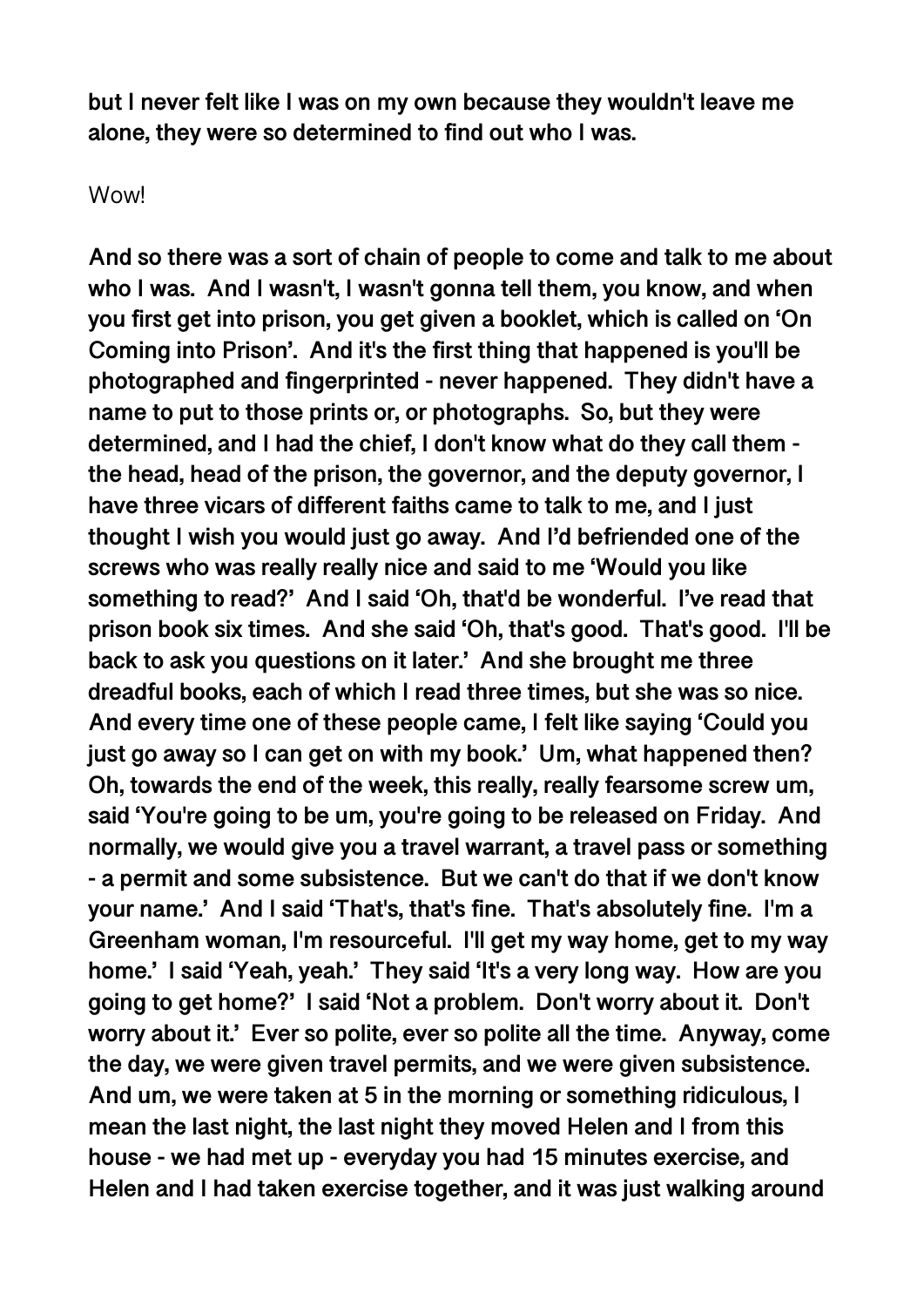**but I never felt like I was on my own because they wouldn't leave me alone, they were so determined to find out who I was.**

Wow!

**And so there was a sort of chain of people to come and talk to me about who I was. And I wasn't, I wasn't gonna tell them, you know, and when you first get into prison, you get given a booklet, which is called on 'On Coming into Prison'. And it's the first thing that happened is you'll be photographed and fingerprinted - never happened. They didn't have a name to put to those prints or, or photographs. So, but they were determined, and I had the chief, I don't know what do they call them - the head, head of the prison, the governor, and the deputy governor, I have three vicars of different faiths came to talk to me, and I just thought I wish you would just go away. And I'd befriended one of the screws who was really really nice and said to me 'Would you like something to read?' And I said 'Oh, that'd be wonderful. I've read that prison book six times. And she said 'Oh, that's good. That's good. I'll be back to ask you questions on it later.' And she brought me three dreadful books, each of which I read three times, but she was so nice. And every time one of these people came, I felt like saying 'Could you just go away so I can get on with my book.' Um, what happened then? Oh, towards the end of the week, this really, really fearsome screw um, said 'You're going to be um, you're going to be released on Friday. And normally, we would give you a travel warrant, a travel pass or something - a permit and some subsistence. But we can't do that if we don't know your name.' And I said 'That's, that's fine. That's absolutely fine. I'm a Greenham woman, I'm resourceful. I'll get my way home, get to my way home.' I said 'Yeah, yeah.' They said 'It's a very long way. How are you going to get home?' I said 'Not a problem. Don't worry about it. Don't worry about it.' Ever so polite, ever so polite all the time. Anyway, come the day, we were given travel permits, and we were given subsistence. And um, we were taken at 5 in the morning or something ridiculous, I mean the last night, the last night they moved Helen and I from this house - we had met up - everyday you had 15 minutes exercise, and Helen and I had taken exercise together, and it was just walking around**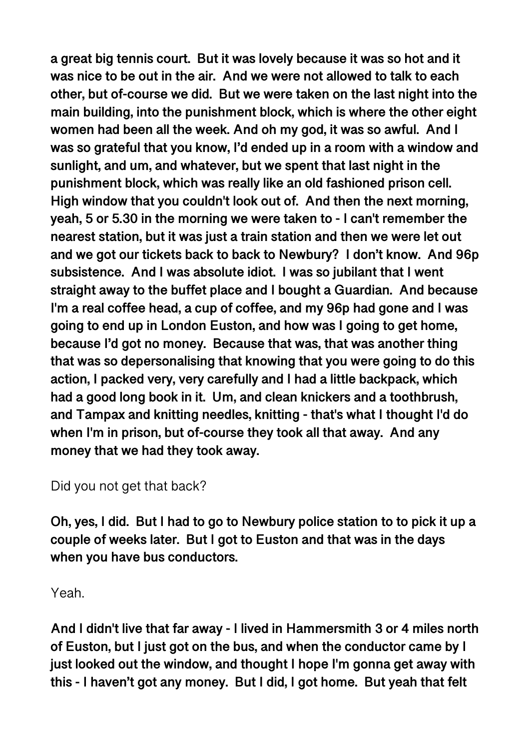**a great big tennis court. But it was lovely because it was so hot and it was nice to be out in the air. And we were not allowed to talk to each other, but of-course we did. But we were taken on the last night into the main building, into the punishment block, which is where the other eight women had been all the week. And oh my god, it was so awful. And I was so grateful that you know, I'd ended up in a room with a window and sunlight, and um, and whatever, but we spent that last night in the punishment block, which was really like an old fashioned prison cell. High window that you couldn't look out of. And then the next morning, yeah, 5 or 5.30 in the morning we were taken to - I can't remember the nearest station, but it was just a train station and then we were let out and we got our tickets back to back to Newbury? I don't know. And 96p subsistence. And I was absolute idiot. I was so jubilant that I went straight away to the buffet place and I bought a Guardian. And because I'm a real coffee head, a cup of coffee, and my 96p had gone and I was going to end up in London Euston, and how was I going to get home, because I'd got no money. Because that was, that was another thing that was so depersonalising that knowing that you were going to do this action, I packed very, very carefully and I had a little backpack, which had a good long book in it. Um, and clean knickers and a toothbrush, and Tampax and knitting needles, knitting - that's what I thought I'd do when I'm in prison, but of-course they took all that away. And any money that we had they took away.**

Did you not get that back?

**Oh, yes, I did. But I had to go to Newbury police station to to pick it up a couple of weeks later. But I got to Euston and that was in the days when you have bus conductors.**

Yeah.

**And I didn't live that far away - I lived in Hammersmith 3 or 4 miles north of Euston, but I just got on the bus, and when the conductor came by I just looked out the window, and thought I hope I'm gonna get away with this - I haven't got any money. But I did, I got home. But yeah that felt**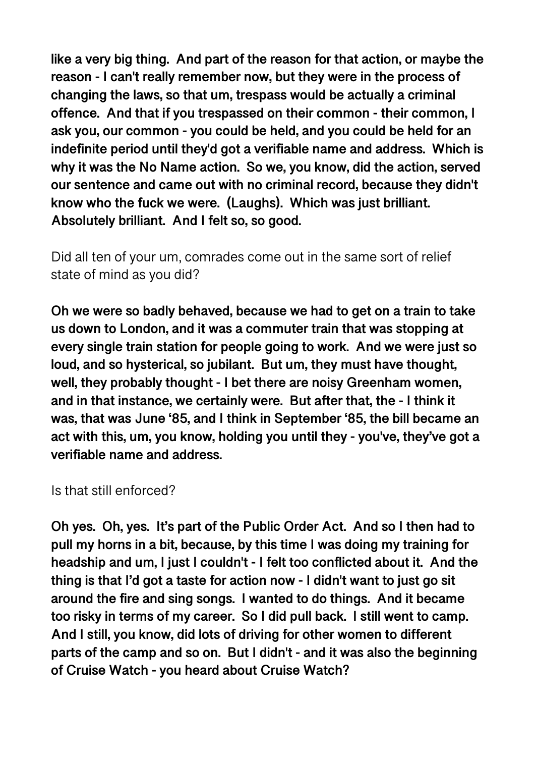**like a very big thing. And part of the reason for that action, or maybe the reason - I can't really remember now, but they were in the process of changing the laws, so that um, trespass would be actually a criminal offence. And that if you trespassed on their common - their common, I ask you, our common - you could be held, and you could be held for an indefinite period until they'd got a verifiable name and address. Which is why it was the No Name action. So we, you know, did the action, served our sentence and came out with no criminal record, because they didn't know who the fuck we were. (Laughs). Which was just brilliant. Absolutely brilliant. And I felt so, so good.**

Did all ten of your um, comrades come out in the same sort of relief state of mind as you did?

**Oh we were so badly behaved, because we had to get on a train to take us down to London, and it was a commuter train that was stopping at every single train station for people going to work. And we were just so loud, and so hysterical, so jubilant. But um, they must have thought, well, they probably thought - I bet there are noisy Greenham women, and in that instance, we certainly were. But after that, the - I think it was, that was June '85, and I think in September '85, the bill became an act with this, um, you know, holding you until they - you've, they've got a verifiable name and address.**

Is that still enforced?

**Oh yes. Oh, yes. It's part of the Public Order Act. And so I then had to pull my horns in a bit, because, by this time I was doing my training for headship and um, I just I couldn't - I felt too conflicted about it. And the thing is that I'd got a taste for action now - I didn't want to just go sit around the fire and sing songs. I wanted to do things. And it became too risky in terms of my career. So I did pull back. I still went to camp. And I still, you know, did lots of driving for other women to different parts of the camp and so on. But I didn't - and it was also the beginning of Cruise Watch - you heard about Cruise Watch?**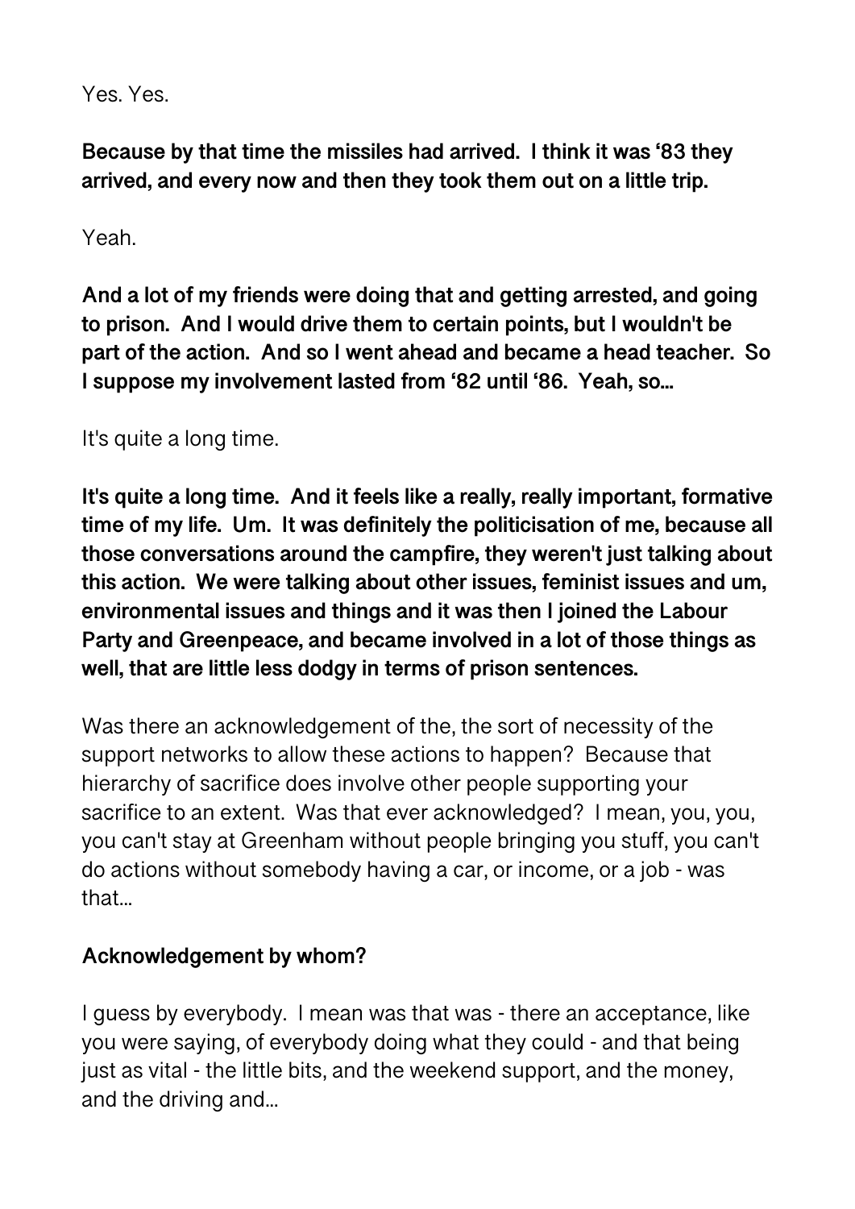Yes. Yes.

**Because by that time the missiles had arrived. I think it was '83 they arrived, and every now and then they took them out on a little trip.**

Yeah.

**And a lot of my friends were doing that and getting arrested, and going to prison. And I would drive them to certain points, but I wouldn't be part of the action. And so I went ahead and became a head teacher. So I suppose my involvement lasted from '82 until '86. Yeah, so...**

It's quite a long time.

**It's quite a long time. And it feels like a really, really important, formative time of my life. Um. It was definitely the politicisation of me, because all those conversations around the campfire, they weren't just talking about this action. We were talking about other issues, feminist issues and um, environmental issues and things and it was then I joined the Labour Party and Greenpeace, and became involved in a lot of those things as well, that are little less dodgy in terms of prison sentences.**

Was there an acknowledgement of the, the sort of necessity of the support networks to allow these actions to happen? Because that hierarchy of sacrifice does involve other people supporting your sacrifice to an extent. Was that ever acknowledged? I mean, you, you, you can't stay at Greenham without people bringing you stuff, you can't do actions without somebody having a car, or income, or a job - was that...

**Acknowledgement by whom?**

I guess by everybody. I mean was that was - there an acceptance, like you were saying, of everybody doing what they could - and that being just as vital - the little bits, and the weekend support, and the money, and the driving and...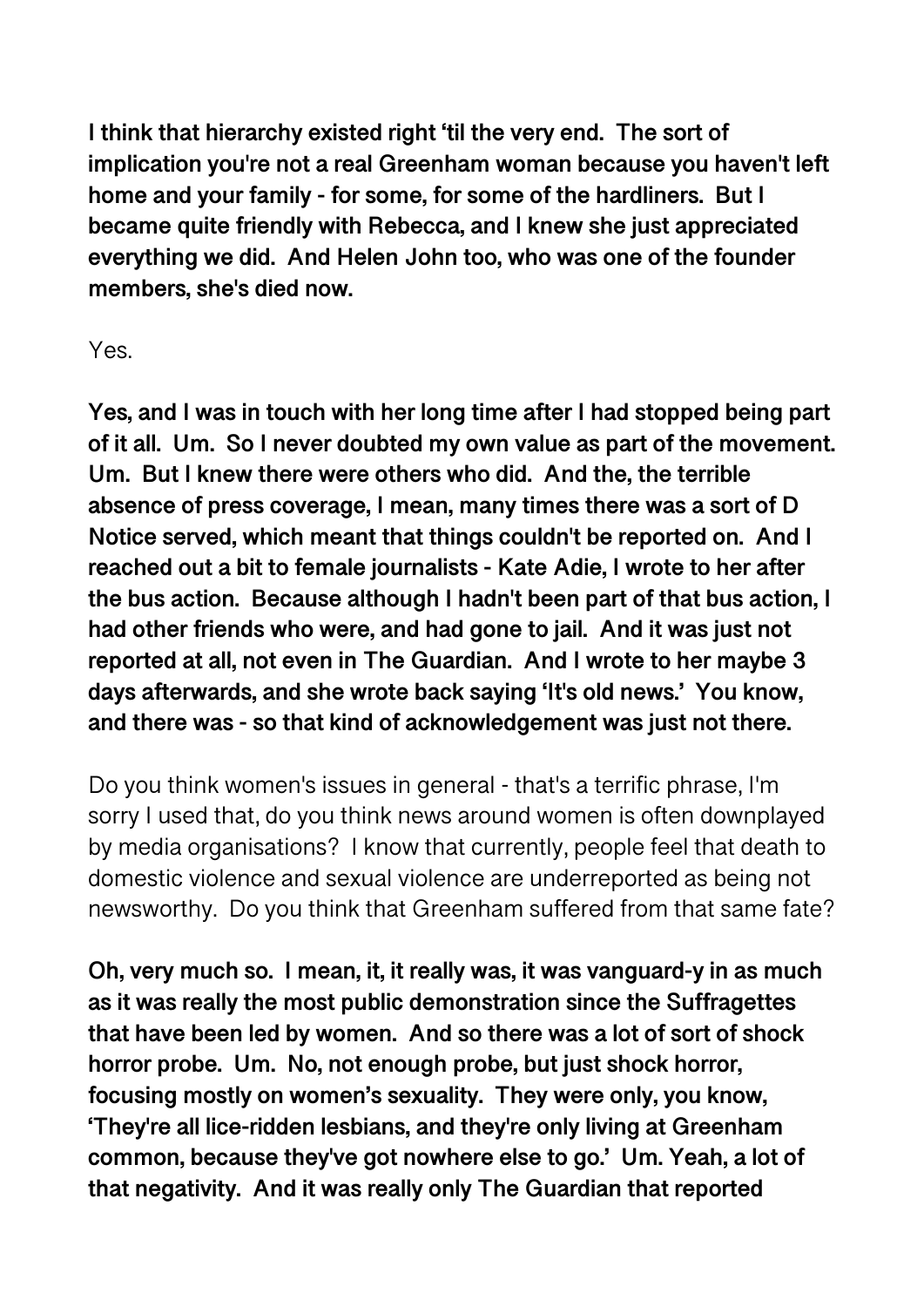**I think that hierarchy existed right 'til the very end. The sort of implication you're not a real Greenham woman because you haven't left home and your family - for some, for some of the hardliners. But I became quite friendly with Rebecca, and I knew she just appreciated everything we did. And Helen John too, who was one of the founder members, she's died now.**

Yes.

**Yes, and I was in touch with her long time after I had stopped being part of it all. Um. So I never doubted my own value as part of the movement. Um. But I knew there were others who did. And the, the terrible absence of press coverage, I mean, many times there was a sort of D Notice served, which meant that things couldn't be reported on. And I reached out a bit to female journalists - Kate Adie, I wrote to her after the bus action. Because although I hadn't been part of that bus action, I had other friends who were, and had gone to jail. And it was just not reported at all, not even in The Guardian. And I wrote to her maybe 3 days afterwards, and she wrote back saying 'It's old news.' You know, and there was - so that kind of acknowledgement was just not there.**

Do you think women's issues in general - that's a terrific phrase, I'm sorry I used that, do you think news around women is often downplayed by media organisations? I know that currently, people feel that death to domestic violence and sexual violence are underreported as being not newsworthy. Do you think that Greenham suffered from that same fate?

**Oh, very much so. I mean, it, it really was, it was vanguard-y in as much as it was really the most public demonstration since the Suffragettes that have been led by women. And so there was a lot of sort of shock horror probe. Um. No, not enough probe, but just shock horror, focusing mostly on women's sexuality. They were only, you know, 'They're all lice-ridden lesbians, and they're only living at Greenham common, because they've got nowhere else to go.' Um. Yeah, a lot of that negativity. And it was really only The Guardian that reported**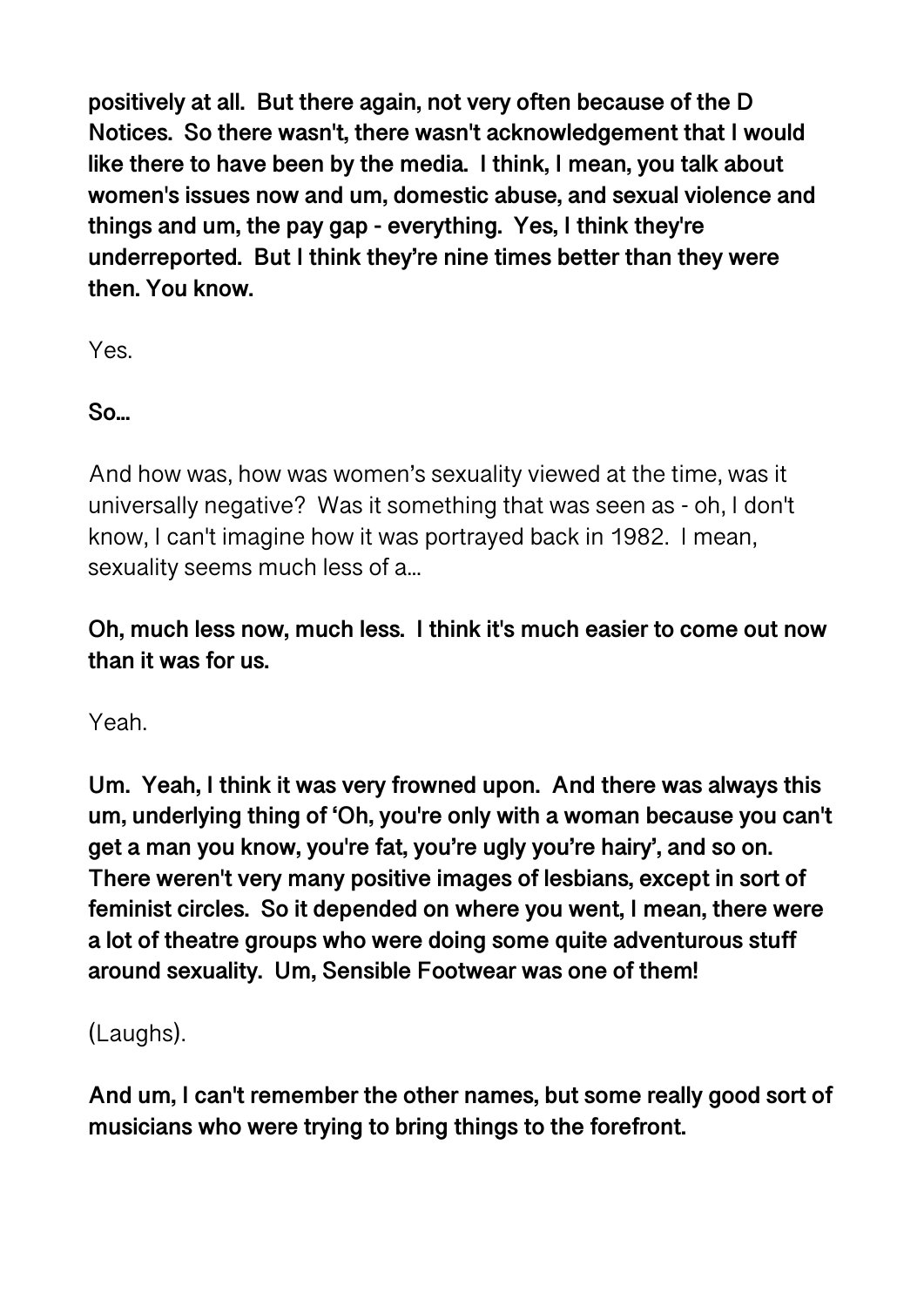**positively at all. But there again, not very often because of the D Notices. So there wasn't, there wasn't acknowledgement that I would like there to have been by the media. I think, I mean, you talk about women's issues now and um, domestic abuse, and sexual violence and things and um, the pay gap - everything. Yes, I think they're underreported. But I think they're nine times better than they were then. You know.**

Yes.

**So…**

And how was, how was women's sexuality viewed at the time, was it universally negative? Was it something that was seen as - oh, I don't know, I can't imagine how it was portrayed back in 1982. I mean, sexuality seems much less of a…

**Oh, much less now, much less. I think it's much easier to come out now than it was for us.**

Yeah.

**Um. Yeah, I think it was very frowned upon. And there was always this um, underlying thing of 'Oh, you're only with a woman because you can't get a man you know, you're fat, you're ugly you're hairy', and so on. There weren't very many positive images of lesbians, except in sort of feminist circles. So it depended on where you went, I mean, there were a lot of theatre groups who were doing some quite adventurous stuff around sexuality. Um, Sensible Footwear was one of them!**

(Laughs).

**And um, I can't remember the other names, but some really good sort of musicians who were trying to bring things to the forefront.**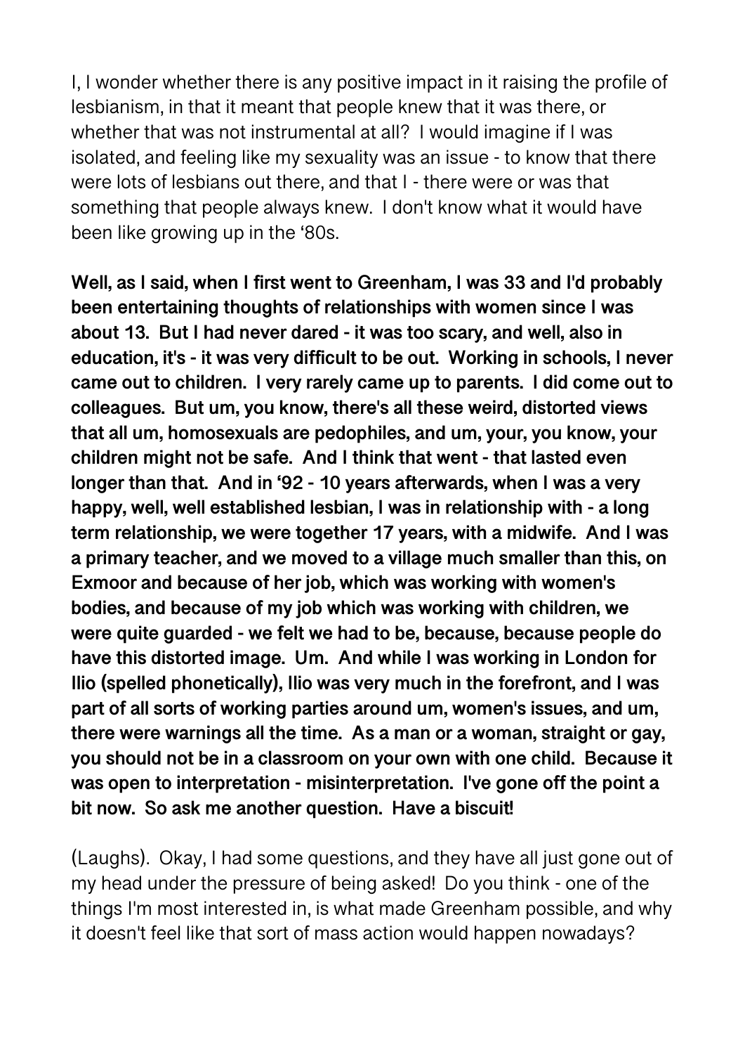I, I wonder whether there is any positive impact in it raising the profile of lesbianism, in that it meant that people knew that it was there, or whether that was not instrumental at all? I would imagine if I was isolated, and feeling like my sexuality was an issue - to know that there were lots of lesbians out there, and that I - there were or was that something that people always knew. I don't know what it would have been like growing up in the '80s.

**Well, as I said, when I first went to Greenham, I was 33 and I'd probably been entertaining thoughts of relationships with women since I was about 13. But I had never dared - it was too scary, and well, also in education, it's - it was very difficult to be out. Working in schools, I never came out to children. I very rarely came up to parents. I did come out to colleagues. But um, you know, there's all these weird, distorted views that all um, homosexuals are pedophiles, and um, your, you know, your children might not be safe. And I think that went - that lasted even longer than that. And in '92 - 10 years afterwards, when I was a very happy, well, well established lesbian, I was in relationship with - a long term relationship, we were together 17 years, with a midwife. And I was a primary teacher, and we moved to a village much smaller than this, on Exmoor and because of her job, which was working with women's bodies, and because of my job which was working with children, we were quite guarded - we felt we had to be, because, because people do have this distorted image. Um. And while I was working in London for Ilio (spelled phonetically), Ilio was very much in the forefront, and I was part of all sorts of working parties around um, women's issues, and um, there were warnings all the time. As a man or a woman, straight or gay, you should not be in a classroom on your own with one child. Because it was open to interpretation - misinterpretation. I've gone off the point a bit now. So ask me another question. Have a biscuit!**

(Laughs). Okay, I had some questions, and they have all just gone out of my head under the pressure of being asked! Do you think - one of the things I'm most interested in, is what made Greenham possible, and why it doesn't feel like that sort of mass action would happen nowadays?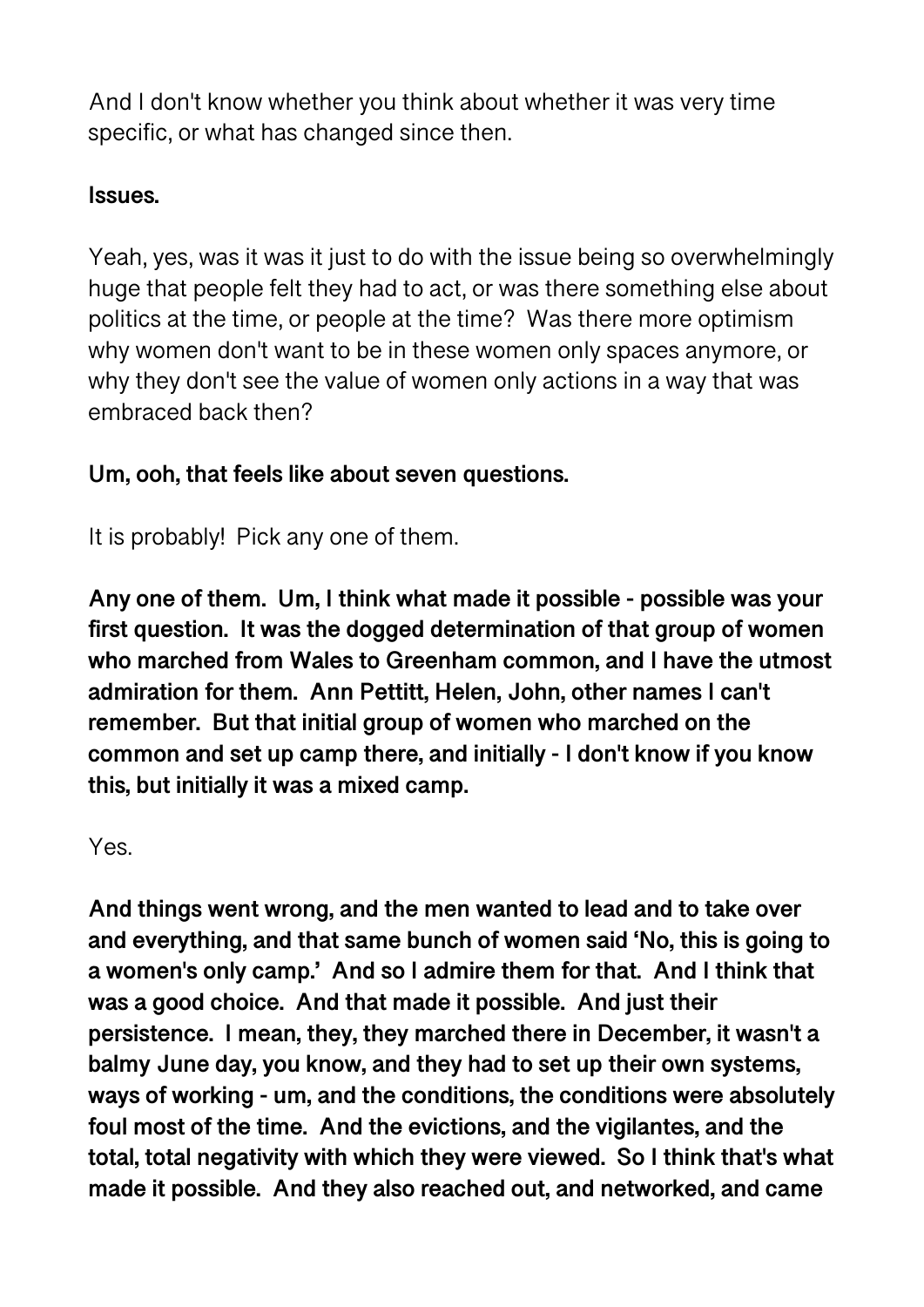And I don't know whether you think about whether it was very time specific, or what has changed since then.

**Issues.**

Yeah, yes, was it was it just to do with the issue being so overwhelmingly huge that people felt they had to act, or was there something else about politics at the time, or people at the time? Was there more optimism why women don't want to be in these women only spaces anymore, or why they don't see the value of women only actions in a way that was embraced back then?

**Um, ooh, that feels like about seven questions.**

It is probably! Pick any one of them.

**Any one of them. Um, I think what made it possible - possible was your first question. It was the dogged determination of that group of women who marched from Wales to Greenham common, and I have the utmost admiration for them. Ann Pettitt, Helen, John, other names I can't remember. But that initial group of women who marched on the common and set up camp there, and initially - I don't know if you know this, but initially it was a mixed camp.**

Yes.

**And things went wrong, and the men wanted to lead and to take over and everything, and that same bunch of women said 'No, this is going to a women's only camp.' And so I admire them for that. And I think that was a good choice. And that made it possible. And just their persistence. I mean, they, they marched there in December, it wasn't a balmy June day, you know, and they had to set up their own systems, ways of working - um, and the conditions, the conditions were absolutely foul most of the time. And the evictions, and the vigilantes, and the total, total negativity with which they were viewed. So I think that's what made it possible. And they also reached out, and networked, and came**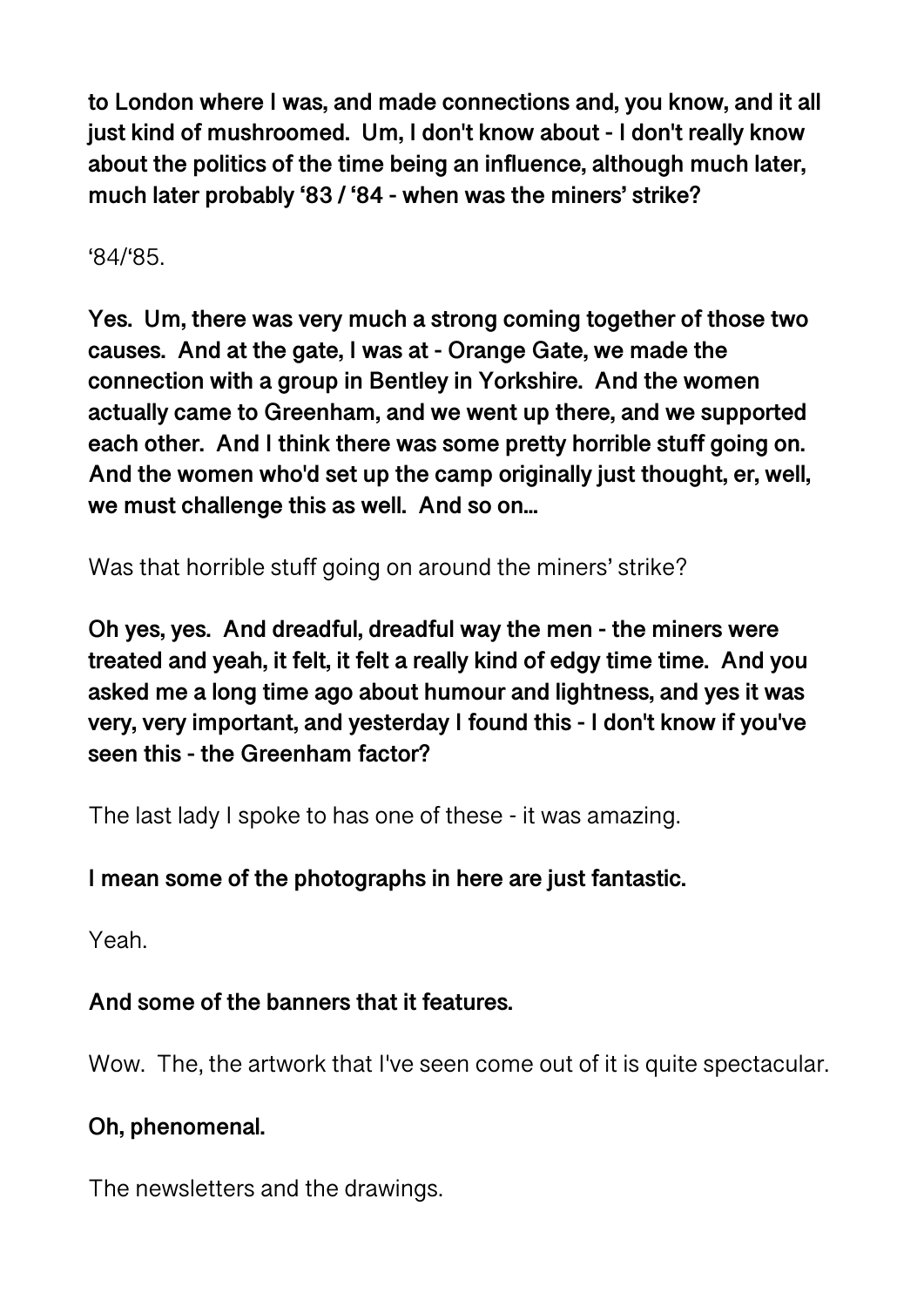**to London where I was, and made connections and, you know, and it all just kind of mushroomed. Um, I don't know about - I don't really know about the politics of the time being an influence, although much later, much later probably '83 / '84 - when was the miners' strike?**

'84/'85.

**Yes. Um, there was very much a strong coming together of those two causes. And at the gate, I was at - Orange Gate, we made the connection with a group in Bentley in Yorkshire. And the women actually came to Greenham, and we went up there, and we supported each other. And I think there was some pretty horrible stuff going on. And the women who'd set up the camp originally just thought, er, well, we must challenge this as well. And so on...**

Was that horrible stuff going on around the miners' strike?

**Oh yes, yes. And dreadful, dreadful way the men - the miners were treated and yeah, it felt, it felt a really kind of edgy time time. And you asked me a long time ago about humour and lightness, and yes it was very, very important, and yesterday I found this - I don't know if you've seen this - the Greenham factor?**

The last lady I spoke to has one of these - it was amazing.

**I mean some of the photographs in here are just fantastic.**

Yeah.

**And some of the banners that it features.**

Wow. The, the artwork that I've seen come out of it is quite spectacular.

**Oh, phenomenal.**

The newsletters and the drawings.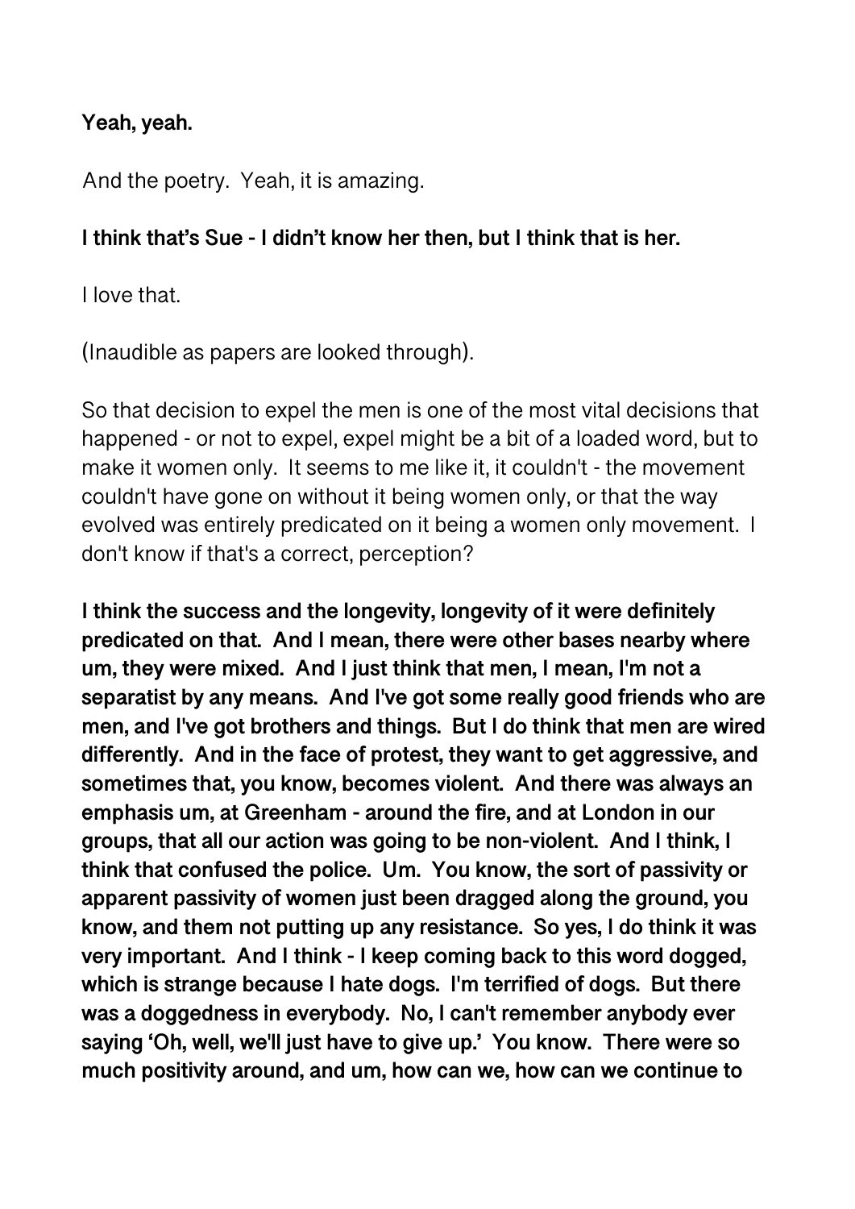**Yeah, yeah.**

And the poetry. Yeah, it is amazing.

**I think that's Sue - I didn't know her then, but I think that is her.**

I love that.

(Inaudible as papers are looked through).

So that decision to expel the men is one of the most vital decisions that happened - or not to expel, expel might be a bit of a loaded word, but to make it women only. It seems to me like it, it couldn't - the movement couldn't have gone on without it being women only, or that the way evolved was entirely predicated on it being a women only movement. I don't know if that's a correct, perception?

**I think the success and the longevity, longevity of it were definitely predicated on that. And I mean, there were other bases nearby where um, they were mixed. And I just think that men, I mean, I'm not a separatist by any means. And I've got some really good friends who are men, and I've got brothers and things. But I do think that men are wired differently. And in the face of protest, they want to get aggressive, and sometimes that, you know, becomes violent. And there was always an emphasis um, at Greenham - around the fire, and at London in our groups, that all our action was going to be non-violent. And I think, I think that confused the police. Um. You know, the sort of passivity or apparent passivity of women just been dragged along the ground, you know, and them not putting up any resistance. So yes, I do think it was very important. And I think - I keep coming back to this word dogged, which is strange because I hate dogs. I'm terrified of dogs. But there was a doggedness in everybody. No, I can't remember anybody ever saying 'Oh, well, we'll just have to give up.' You know. There were so much positivity around, and um, how can we, how can we continue to**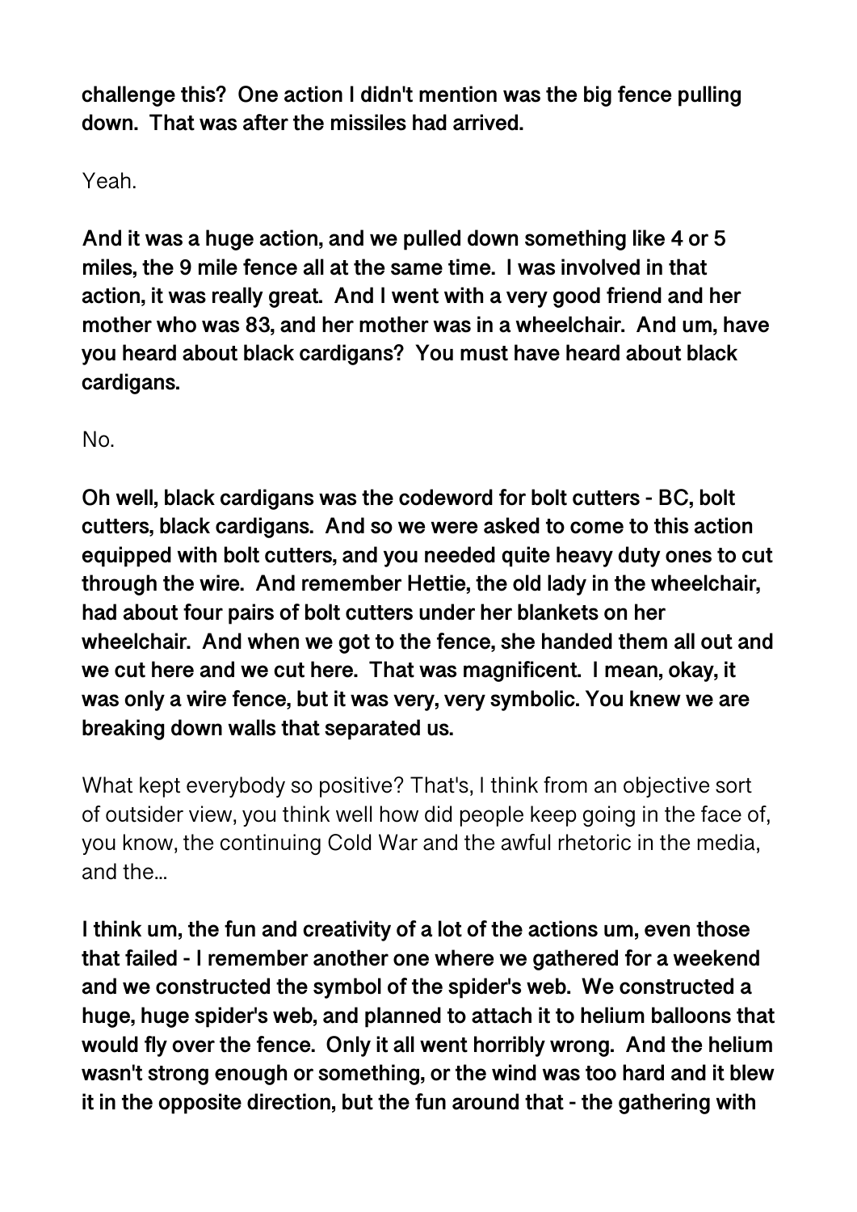**challenge this? One action I didn't mention was the big fence pulling down. That was after the missiles had arrived.**

Yeah.

**And it was a huge action, and we pulled down something like 4 or 5 miles, the 9 mile fence all at the same time. I was involved in that action, it was really great. And I went with a very good friend and her mother who was 83, and her mother was in a wheelchair. And um, have you heard about black cardigans? You must have heard about black cardigans.**

No.

**Oh well, black cardigans was the codeword for bolt cutters - BC, bolt cutters, black cardigans. And so we were asked to come to this action equipped with bolt cutters, and you needed quite heavy duty ones to cut through the wire. And remember Hettie, the old lady in the wheelchair, had about four pairs of bolt cutters under her blankets on her wheelchair. And when we got to the fence, she handed them all out and we cut here and we cut here. That was magnificent. I mean, okay, it was only a wire fence, but it was very, very symbolic. You knew we are breaking down walls that separated us.**

What kept everybody so positive? That's, I think from an objective sort of outsider view, you think well how did people keep going in the face of, you know, the continuing Cold War and the awful rhetoric in the media, and the...

**I think um, the fun and creativity of a lot of the actions um, even those that failed - I remember another one where we gathered for a weekend and we constructed the symbol of the spider's web. We constructed a huge, huge spider's web, and planned to attach it to helium balloons that would fly over the fence. Only it all went horribly wrong. And the helium wasn't strong enough or something, or the wind was too hard and it blew it in the opposite direction, but the fun around that - the gathering with**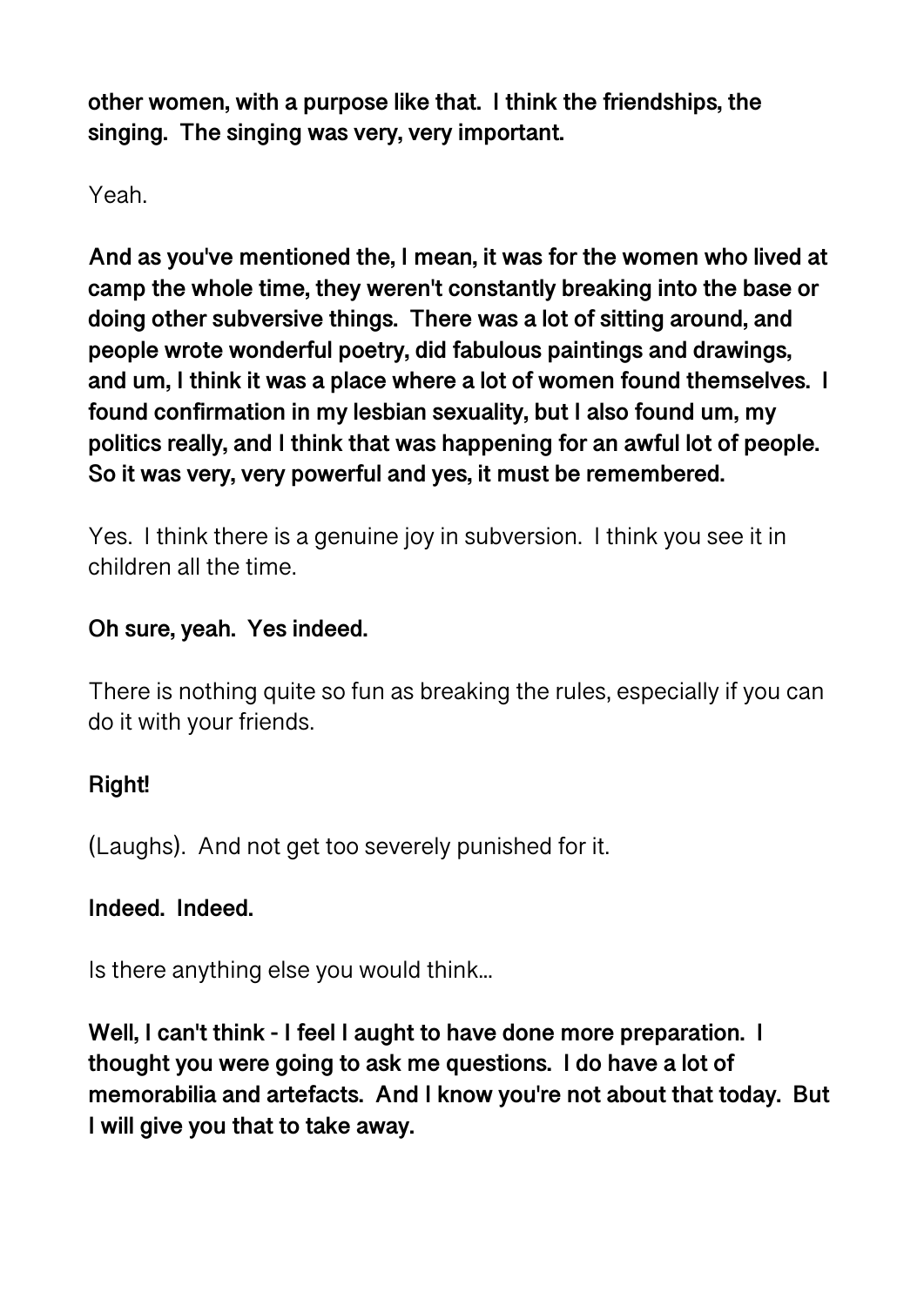**other women, with a purpose like that. I think the friendships, the singing. The singing was very, very important.**

Yeah.

**And as you've mentioned the, I mean, it was for the women who lived at camp the whole time, they weren't constantly breaking into the base or doing other subversive things. There was a lot of sitting around, and people wrote wonderful poetry, did fabulous paintings and drawings, and um, I think it was a place where a lot of women found themselves. I found confirmation in my lesbian sexuality, but I also found um, my politics really, and I think that was happening for an awful lot of people. So it was very, very powerful and yes, it must be remembered.**

Yes. I think there is a genuine joy in subversion. I think you see it in children all the time.

**Oh sure, yeah. Yes indeed.**

There is nothing quite so fun as breaking the rules, especially if you can do it with your friends.

**Right!**

(Laughs). And not get too severely punished for it.

**Indeed. Indeed.**

Is there anything else you would think...

**Well, I can't think - I feel I aught to have done more preparation. I thought you were going to ask me questions. I do have a lot of memorabilia and artefacts. And I know you're not about that today. But I will give you that to take away.**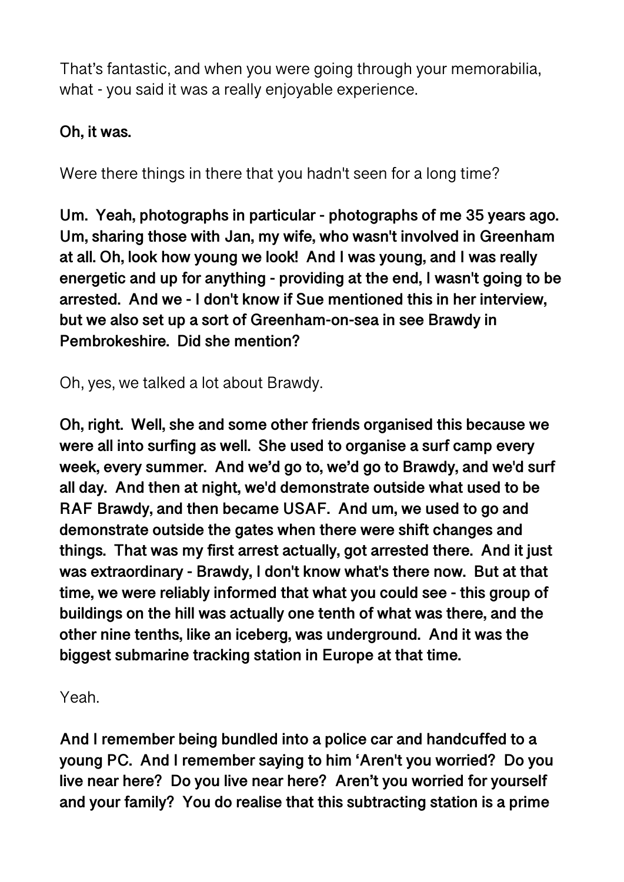That's fantastic, and when you were going through your memorabilia, what - you said it was a really enjoyable experience.

**Oh, it was.**

Were there things in there that you hadn't seen for a long time?

**Um. Yeah, photographs in particular - photographs of me 35 years ago. Um, sharing those with Jan, my wife, who wasn't involved in Greenham at all. Oh, look how young we look! And I was young, and I was really energetic and up for anything - providing at the end, I wasn't going to be arrested. And we - I don't know if Sue mentioned this in her interview, but we also set up a sort of Greenham-on-sea in see Brawdy in Pembrokeshire. Did she mention?**

Oh, yes, we talked a lot about Brawdy.

**Oh, right. Well, she and some other friends organised this because we were all into surfing as well. She used to organise a surf camp every week, every summer. And we'd go to, we'd go to Brawdy, and we'd surf all day. And then at night, we'd demonstrate outside what used to be RAF Brawdy, and then became USAF. And um, we used to go and demonstrate outside the gates when there were shift changes and things. That was my first arrest actually, got arrested there. And it just was extraordinary - Brawdy, I don't know what's there now. But at that time, we were reliably informed that what you could see - this group of buildings on the hill was actually one tenth of what was there, and the other nine tenths, like an iceberg, was underground. And it was the biggest submarine tracking station in Europe at that time.**

Yeah.

**And I remember being bundled into a police car and handcuffed to a young PC. And I remember saying to him 'Aren't you worried? Do you live near here? Do you live near here? Aren't you worried for yourself and your family? You do realise that this subtracting station is a prime**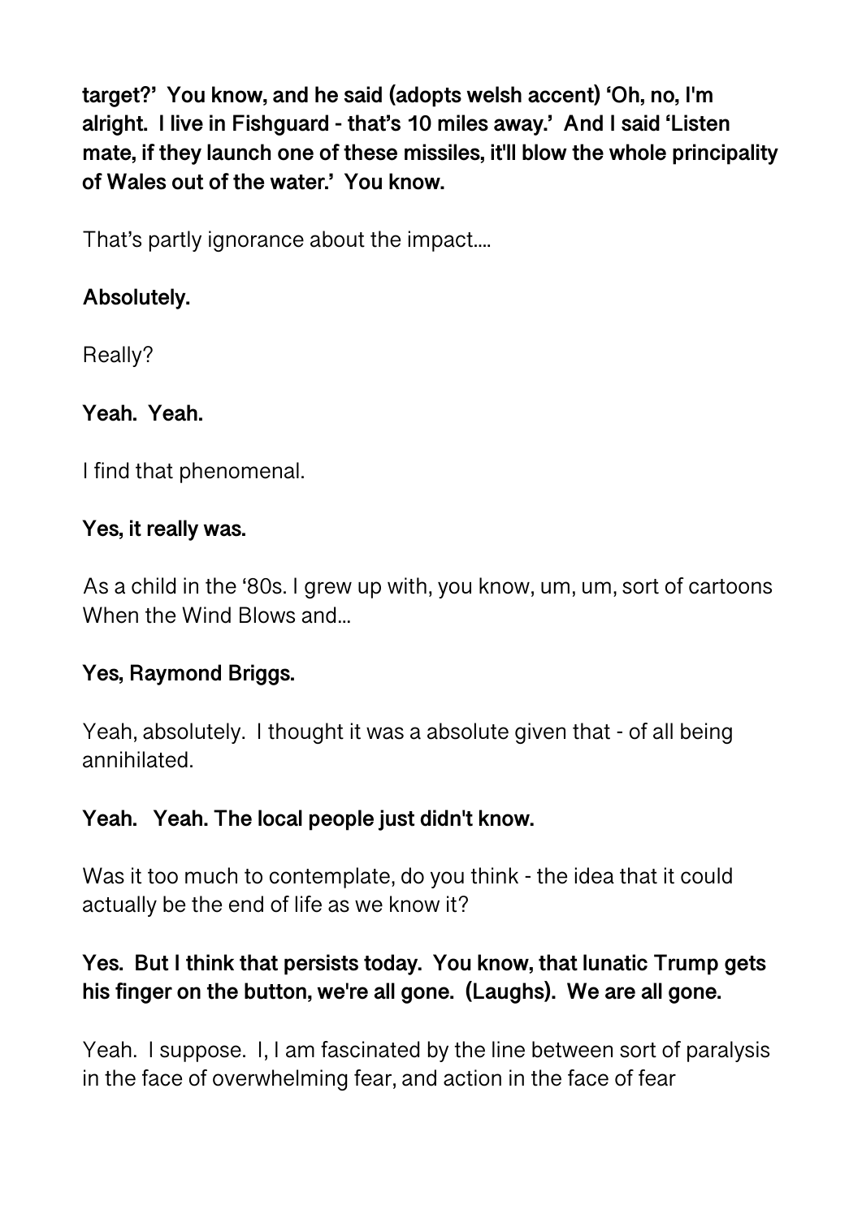**target?' You know, and he said (adopts welsh accent) 'Oh, no, I'm alright. I live in Fishguard - that's 10 miles away.' And I said 'Listen mate, if they launch one of these missiles, it'll blow the whole principality of Wales out of the water.' You know.**

That's partly ignorance about the impact....

**Absolutely.**

Really?

**Yeah. Yeah.**

I find that phenomenal.

**Yes, it really was.**

As a child in the '80s. I grew up with, you know, um, um, sort of cartoons When the Wind Blows and...

**Yes, Raymond Briggs.**

Yeah, absolutely. I thought it was a absolute given that - of all being annihilated.

**Yeah. Yeah. The local people just didn't know.**

Was it too much to contemplate, do you think - the idea that it could actually be the end of life as we know it?

**Yes. But I think that persists today. You know, that lunatic Trump gets his finger on the button, we're all gone. (Laughs). We are all gone.**

Yeah. I suppose. I, I am fascinated by the line between sort of paralysis in the face of overwhelming fear, and action in the face of fear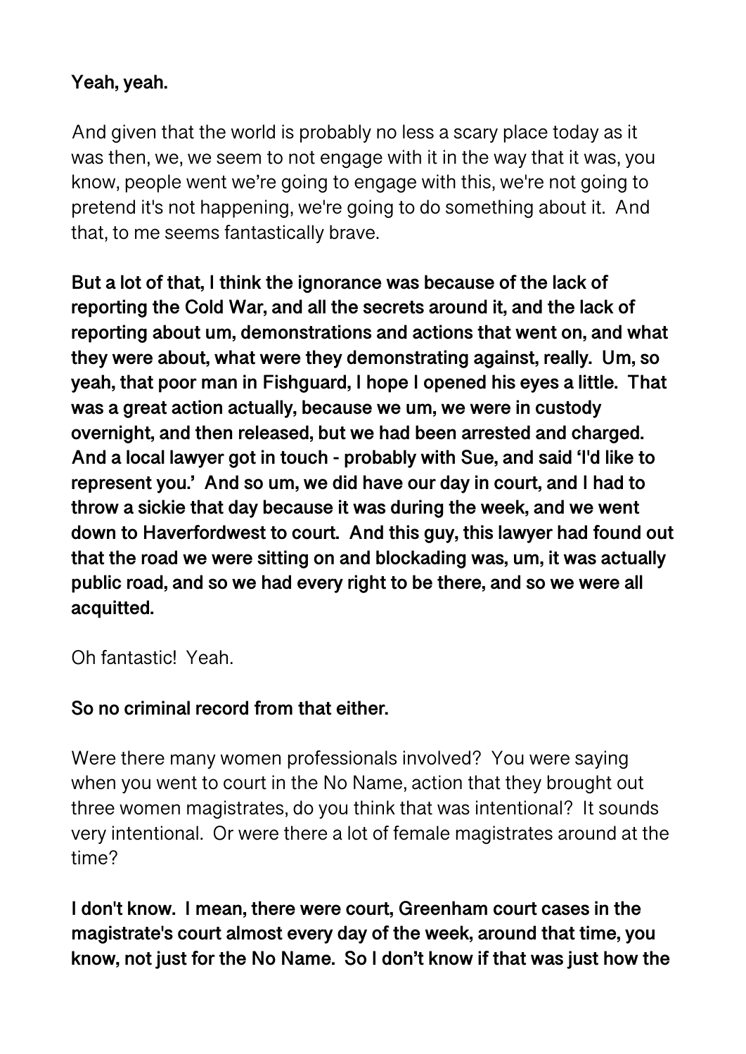**Yeah, yeah.**

And given that the world is probably no less a scary place today as it was then, we, we seem to not engage with it in the way that it was, you know, people went we're going to engage with this, we're not going to pretend it's not happening, we're going to do something about it. And that, to me seems fantastically brave.

**But a lot of that, I think the ignorance was because of the lack of reporting the Cold War, and all the secrets around it, and the lack of reporting about um, demonstrations and actions that went on, and what they were about, what were they demonstrating against, really. Um, so yeah, that poor man in Fishguard, I hope I opened his eyes a little. That was a great action actually, because we um, we were in custody overnight, and then released, but we had been arrested and charged. And a local lawyer got in touch - probably with Sue, and said 'I'd like to represent you.' And so um, we did have our day in court, and I had to throw a sickie that day because it was during the week, and we went down to Haverfordwest to court. And this guy, this lawyer had found out that the road we were sitting on and blockading was, um, it was actually public road, and so we had every right to be there, and so we were all acquitted.**

Oh fantastic! Yeah.

**So no criminal record from that either.**

Were there many women professionals involved? You were saying when you went to court in the No Name, action that they brought out three women magistrates, do you think that was intentional? It sounds very intentional. Or were there a lot of female magistrates around at the time?

**I don't know. I mean, there were court, Greenham court cases in the magistrate's court almost every day of the week, around that time, you know, not just for the No Name. So I don't know if that was just how the**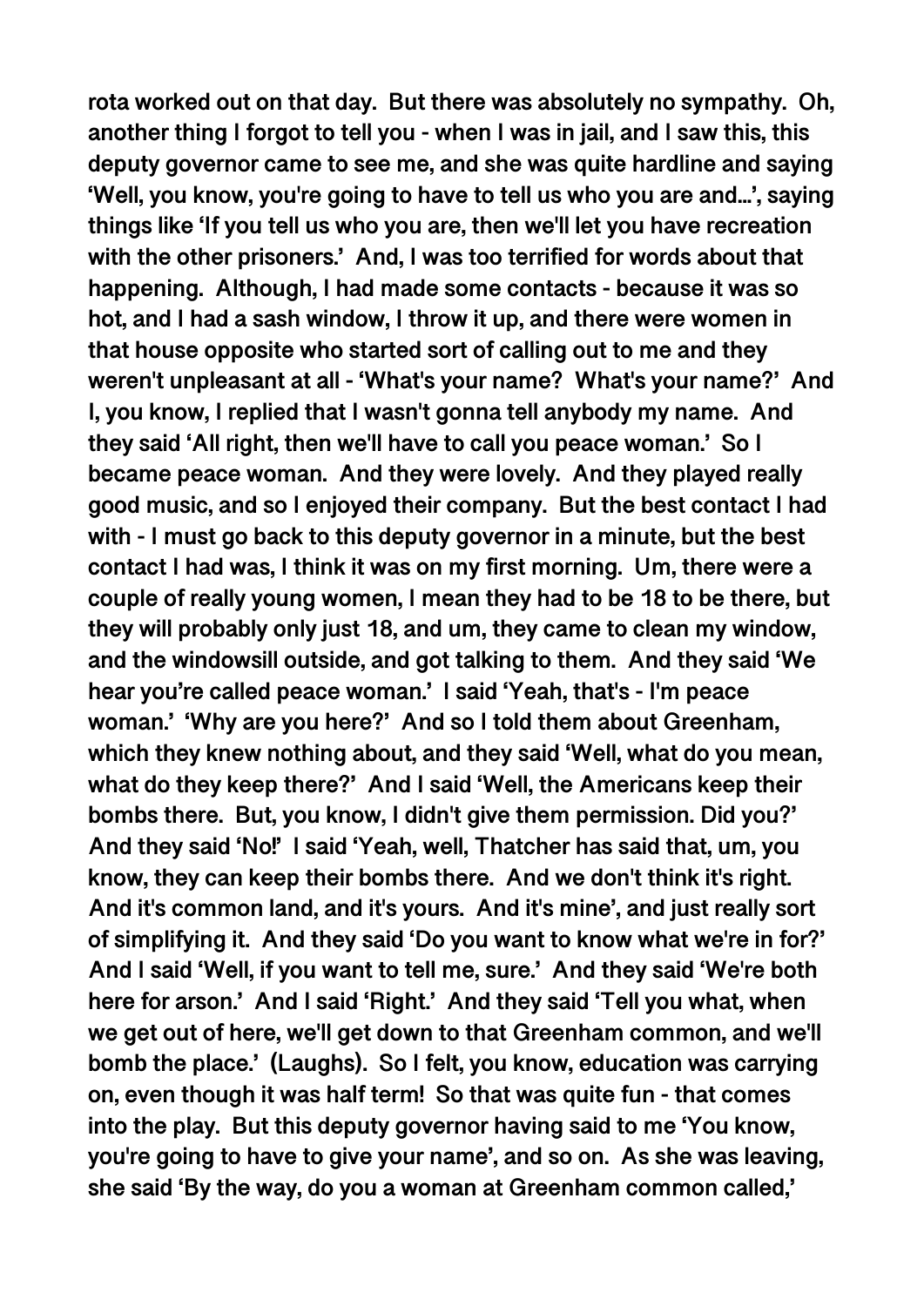**rota worked out on that day. But there was absolutely no sympathy. Oh, another thing I forgot to tell you - when I was in jail, and I saw this, this deputy governor came to see me, and she was quite hardline and saying 'Well, you know, you're going to have to tell us who you are and...', saying things like 'If you tell us who you are, then we'll let you have recreation with the other prisoners.' And, I was too terrified for words about that happening. Although, I had made some contacts - because it was so hot, and I had a sash window, I throw it up, and there were women in that house opposite who started sort of calling out to me and they weren't unpleasant at all - 'What's your name? What's your name?' And I, you know, I replied that I wasn't gonna tell anybody my name. And they said 'All right, then we'll have to call you peace woman.' So I became peace woman. And they were lovely. And they played really good music, and so I enjoyed their company. But the best contact I had with - I must go back to this deputy governor in a minute, but the best contact I had was, I think it was on my first morning. Um, there were a couple of really young women, I mean they had to be 18 to be there, but they will probably only just 18, and um, they came to clean my window, and the windowsill outside, and got talking to them. And they said 'We hear you're called peace woman.' I said 'Yeah, that's - I'm peace woman.' 'Why are you here?' And so I told them about Greenham, which they knew nothing about, and they said 'Well, what do you mean, what do they keep there?' And I said 'Well, the Americans keep their bombs there. But, you know, I didn't give them permission. Did you?' And they said 'No!' I said 'Yeah, well, Thatcher has said that, um, you know, they can keep their bombs there. And we don't think it's right. And it's common land, and it's yours. And it's mine', and just really sort of simplifying it. And they said 'Do you want to know what we're in for?' And I said 'Well, if you want to tell me, sure.' And they said 'We're both here for arson.' And I said 'Right.' And they said 'Tell you what, when we get out of here, we'll get down to that Greenham common, and we'll bomb the place.' (Laughs). So I felt, you know, education was carrying on, even though it was half term! So that was quite fun - that comes into the play. But this deputy governor having said to me 'You know, you're going to have to give your name', and so on. As she was leaving, she said 'By the way, do you a woman at Greenham common called,'**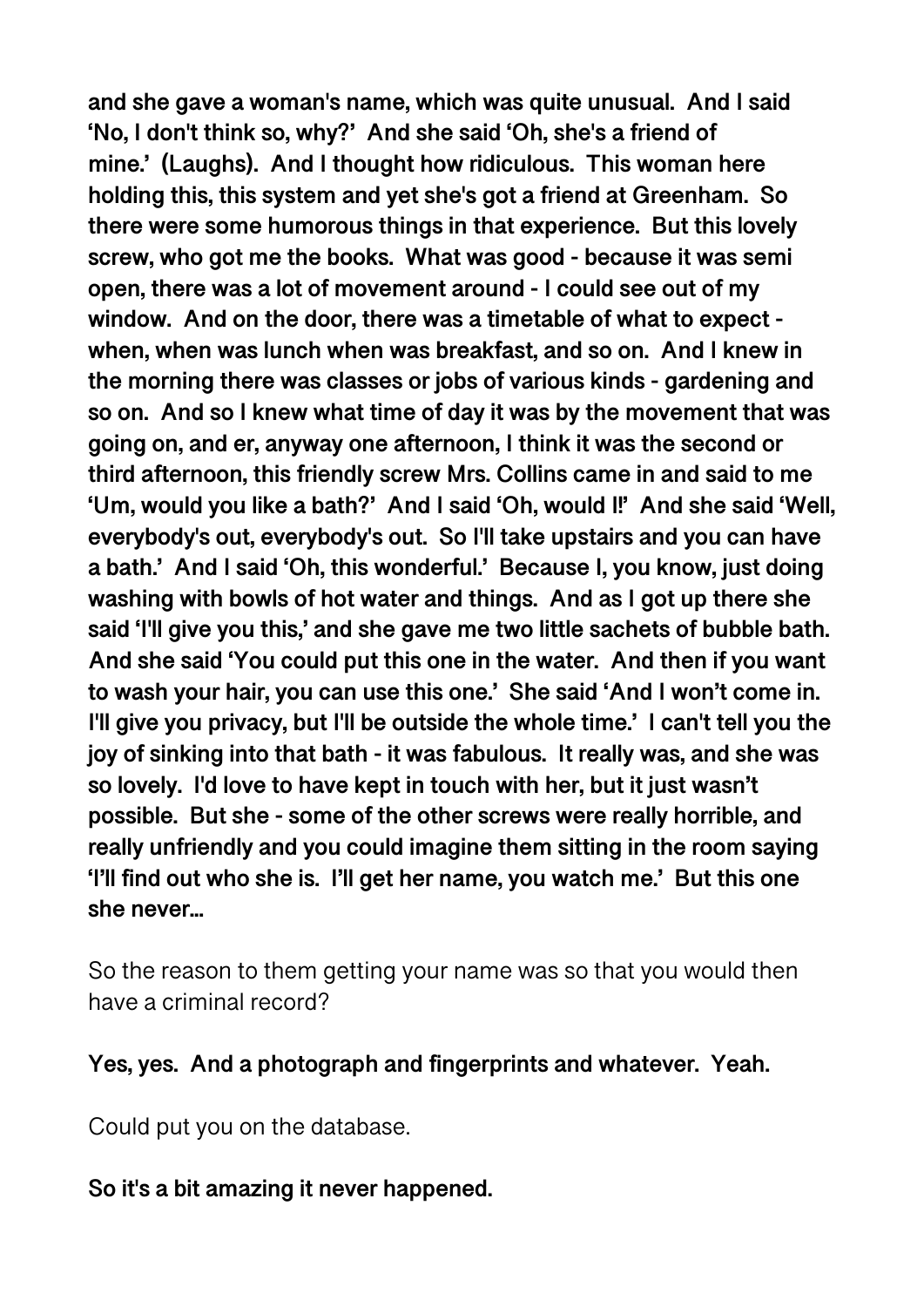**and she gave a woman's name, which was quite unusual. And I said 'No, I don't think so, why?' And she said 'Oh, she's a friend of mine.' (Laughs). And I thought how ridiculous. This woman here holding this, this system and yet she's got a friend at Greenham. So there were some humorous things in that experience. But this lovely screw, who got me the books. What was good - because it was semi open, there was a lot of movement around - I could see out of my window. And on the door, there was a timetable of what to expect - when, when was lunch when was breakfast, and so on. And I knew in the morning there was classes or jobs of various kinds - gardening and so on. And so I knew what time of day it was by the movement that was going on, and er, anyway one afternoon, I think it was the second or third afternoon, this friendly screw Mrs. Collins came in and said to me 'Um, would you like a bath?' And I said 'Oh, would I!' And she said 'Well, everybody's out, everybody's out. So I'll take upstairs and you can have a bath.' And I said 'Oh, this wonderful.' Because I, you know, just doing washing with bowls of hot water and things. And as I got up there she said 'I'll give you this,' and she gave me two little sachets of bubble bath. And she said 'You could put this one in the water. And then if you want to wash your hair, you can use this one.' She said 'And I won't come in. I'll give you privacy, but I'll be outside the whole time.' I can't tell you the joy of sinking into that bath - it was fabulous. It really was, and she was so lovely. I'd love to have kept in touch with her, but it just wasn't possible. But she - some of the other screws were really horrible, and really unfriendly and you could imagine them sitting in the room saying 'I'll find out who she is. I'll get her name, you watch me.' But this one she never...**

So the reason to them getting your name was so that you would then have a criminal record?

**Yes, yes. And a photograph and fingerprints and whatever. Yeah.**

Could put you on the database.

**So it's a bit amazing it never happened.**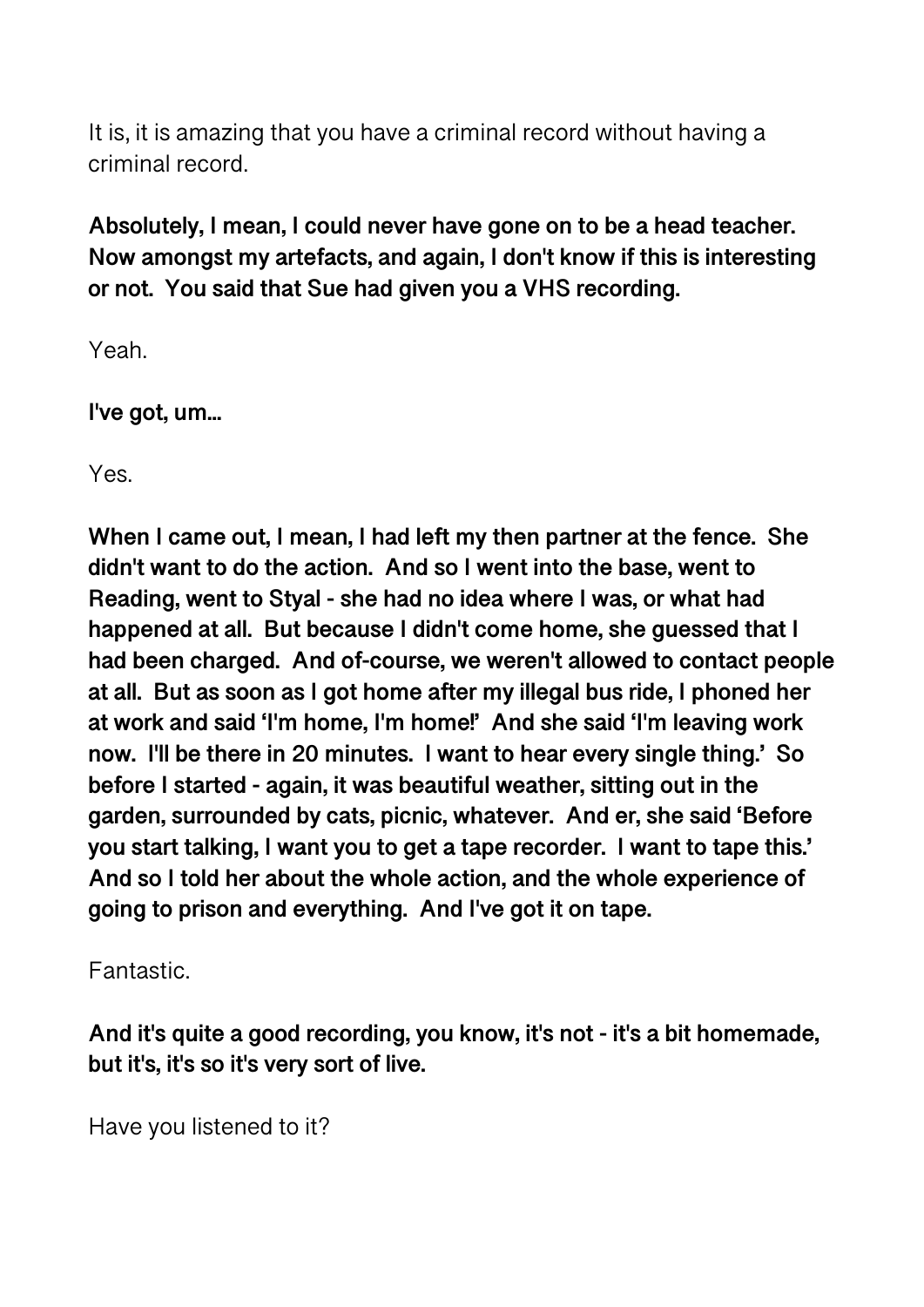It is, it is amazing that you have a criminal record without having a criminal record.

**Absolutely, I mean, I could never have gone on to be a head teacher. Now amongst my artefacts, and again, I don't know if this is interesting or not. You said that Sue had given you a VHS recording.**

Yeah.

**I've got, um...**

Yes.

**When I came out, I mean, I had left my then partner at the fence. She didn't want to do the action. And so I went into the base, went to Reading, went to Styal - she had no idea where I was, or what had happened at all. But because I didn't come home, she guessed that I had been charged. And of-course, we weren't allowed to contact people at all. But as soon as I got home after my illegal bus ride, I phoned her at work and said 'I'm home, I'm home!' And she said 'I'm leaving work now. I'll be there in 20 minutes. I want to hear every single thing.' So before I started - again, it was beautiful weather, sitting out in the garden, surrounded by cats, picnic, whatever. And er, she said 'Before you start talking, I want you to get a tape recorder. I want to tape this.' And so I told her about the whole action, and the whole experience of going to prison and everything. And I've got it on tape.**

Fantastic.

**And it's quite a good recording, you know, it's not - it's a bit homemade, but it's, it's so it's very sort of live.**

Have you listened to it?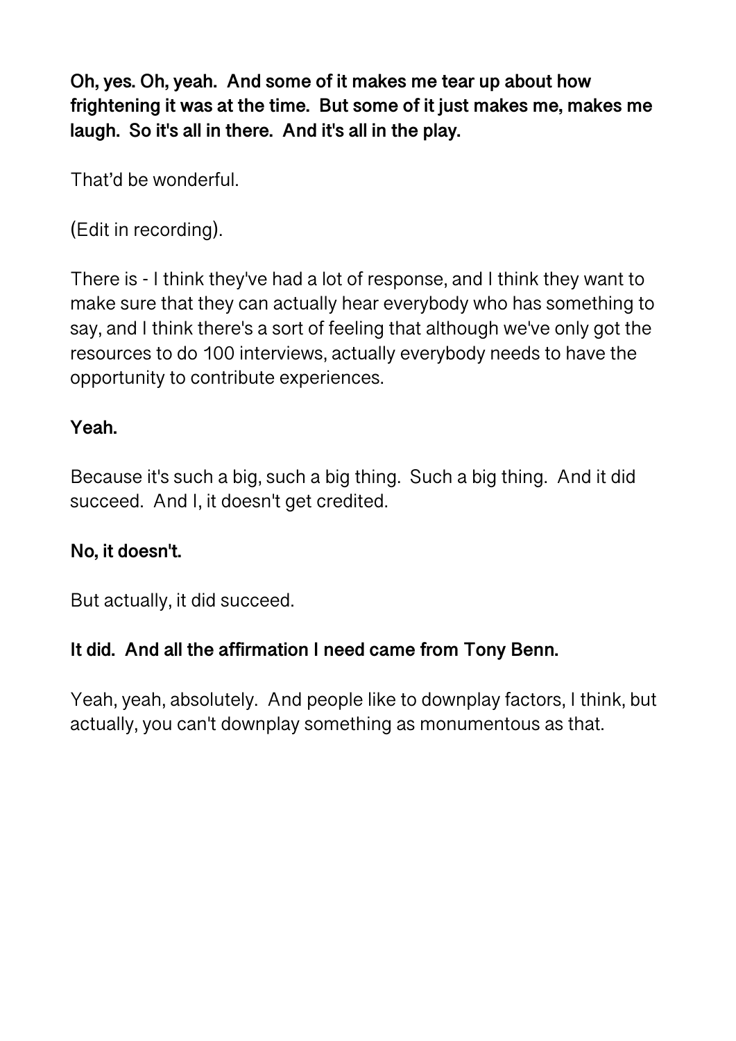**Oh, yes. Oh, yeah.  And some of it makes me tear up about how frightening it was at the time.  But some of it just makes me, makes me laugh.  So it's all in there.  And it's all in the play.**

That'd be wonderful.

(Edit in recording).

There is - I think they've had a lot of response, and I think they want to make sure that they can actually hear everybody who has something to say, and I think there's a sort of feeling that although we've only got the resources to do 100 interviews, actually everybody needs to have the opportunity to contribute experiences.

**Yeah.**

Because it's such a big, such a big thing.  Such a big thing.  And it did succeed.  And I, it doesn't get credited.

**No, it doesn't.**

But actually, it did succeed.

**It did.  And all the affirmation I need came from Tony Benn.**

Yeah, yeah, absolutely.  And people like to downplay factors, I think, but actually, you can't downplay something as monumentous as that.